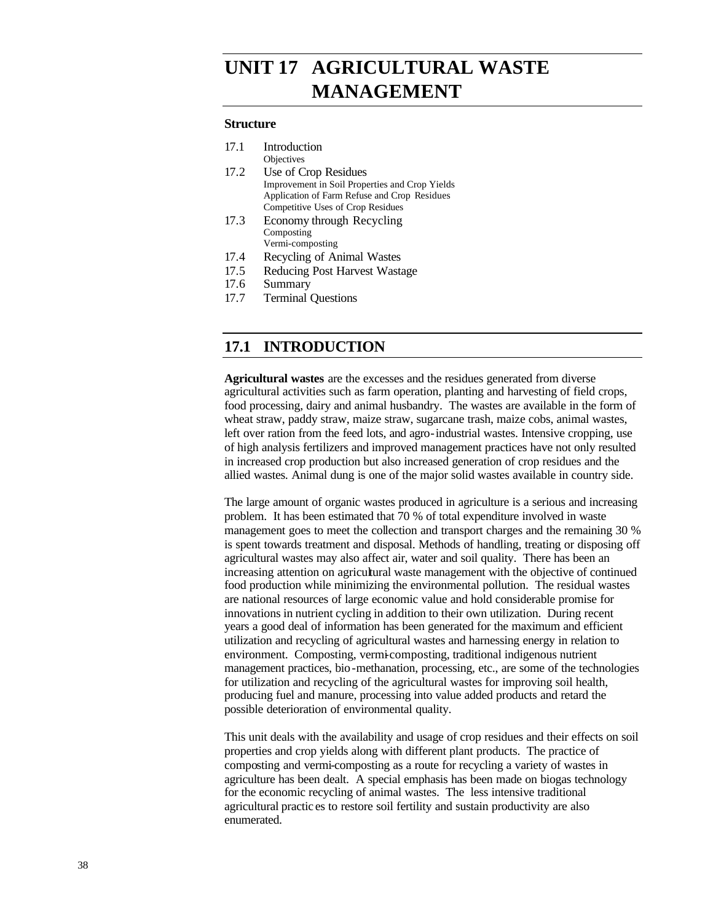# UNIT 17 AGRICULTURAL WASTE MANAGEMENT

**Structure**

17.1 Introduction
- Objectives

17.2 Use of Crop Residues
- Improvement in Soil Properties and Crop Yields
- Application of Farm Refuse and Crop Residues
- Competitive Uses of Crop Residues

17.3 Economy through Recycling
- Composting
- Vermi-composting

17.4 Recycling of Animal Wastes

17.5 Reducing Post Harvest Wastage

17.6 Summary

17.7 Terminal Questions

## 17.1 INTRODUCTION

**Agricultural wastes** are the excesses and the residues generated from diverse agricultural activities such as farm operation, planting and harvesting of field crops, food processing, dairy and animal husbandry. The wastes are available in the form of wheat straw, paddy straw, maize straw, sugarcane trash, maize cobs, animal wastes, left over ration from the feed lots, and agro-industrial wastes. Intensive cropping, use of high analysis fertilizers and improved management practices have not only resulted in increased crop production but also increased generation of crop residues and the allied wastes. Animal dung is one of the major solid wastes available in country side.

The large amount of organic wastes produced in agriculture is a serious and increasing problem. It has been estimated that 70 % of total expenditure involved in waste management goes to meet the collection and transport charges and the remaining 30 % is spent towards treatment and disposal. Methods of handling, treating or disposing off agricultural wastes may also affect air, water and soil quality. There has been an increasing attention on agricultural waste management with the objective of continued food production while minimizing the environmental pollution. The residual wastes are national resources of large economic value and hold considerable promise for innovations in nutrient cycling in addition to their own utilization. During recent years a good deal of information has been generated for the maximum and efficient utilization and recycling of agricultural wastes and harnessing energy in relation to environment. Composting, vermi-composting, traditional indigenous nutrient management practices, bio-methanation, processing, etc., are some of the technologies for utilization and recycling of the agricultural wastes for improving soil health, producing fuel and manure, processing into value added products and retard the possible deterioration of environmental quality.

This unit deals with the availability and usage of crop residues and their effects on soil properties and crop yields along with different plant products. The practice of composting and vermi-composting as a route for recycling a variety of wastes in agriculture has been dealt. A special emphasis has been made on biogas technology for the economic recycling of animal wastes. The less intensive traditional agricultural practices to restore soil fertility and sustain productivity are also enumerated.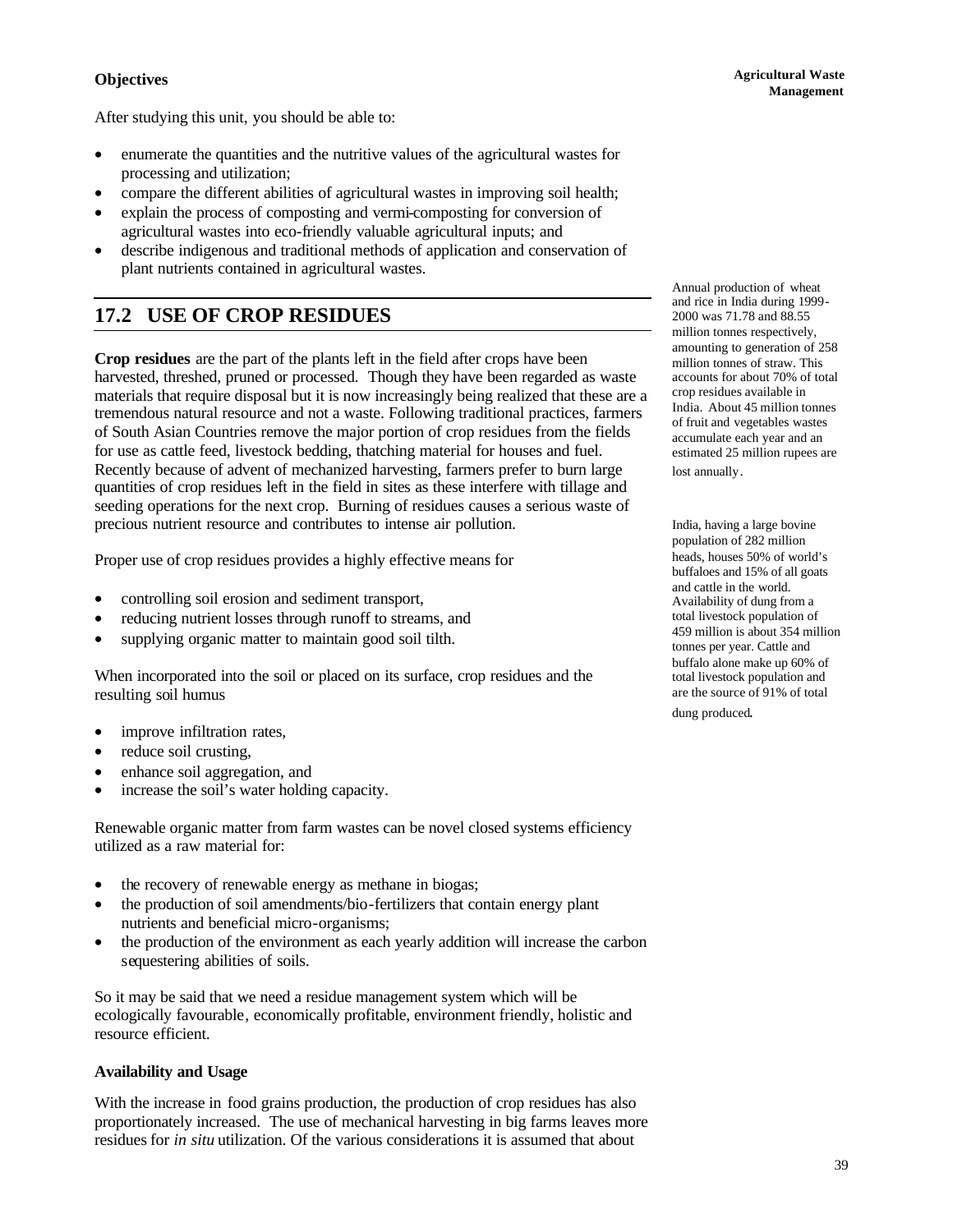**Objectives**

After studying this unit, you should be able to:

- enumerate the quantities and the nutritive values of the agricultural wastes for processing and utilization;
- compare the different abilities of agricultural wastes in improving soil health;
- explain the process of composting and vermi-composting for conversion of agricultural wastes into eco-friendly valuable agricultural inputs; and
- describe indigenous and traditional methods of application and conservation of plant nutrients contained in agricultural wastes.

## 17.2 USE OF CROP RESIDUES

**Crop residues** are the part of the plants left in the field after crops have been harvested, threshed, pruned or processed. Though they have been regarded as waste materials that require disposal but it is now increasingly being realized that these are a tremendous natural resource and not a waste. Following traditional practices, farmers of South Asian Countries remove the major portion of crop residues from the fields for use as cattle feed, livestock bedding, thatching material for houses and fuel. Recently because of advent of mechanized harvesting, farmers prefer to burn large quantities of crop residues left in the field in sites as these interfere with tillage and seeding operations for the next crop. Burning of residues causes a serious waste of precious nutrient resource and contributes to intense air pollution.

Annual production of wheat and rice in India during 1999-2000 was 71.78 and 88.55 million tonnes respectively, amounting to generation of 258 million tonnes of straw. This accounts for about 70% of total crop residues available in India. About 45 million tonnes of fruit and vegetables wastes accumulate each year and an estimated 25 million rupees are lost annually.

Proper use of crop residues provides a highly effective means for

- controlling soil erosion and sediment transport,
- reducing nutrient losses through runoff to streams, and
- supplying organic matter to maintain good soil tilth.

India, having a large bovine population of 282 million heads, houses 50% of world's buffaloes and 15% of all goats and cattle in the world. Availability of dung from a total livestock population of 459 million is about 354 million tonnes per year. Cattle and buffalo alone make up 60% of total livestock population and are the source of 91% of total dung produced.

When incorporated into the soil or placed on its surface, crop residues and the resulting soil humus

- improve infiltration rates,
- reduce soil crusting,
- enhance soil aggregation, and
- increase the soil's water holding capacity.

Renewable organic matter from farm wastes can be novel closed systems efficiency utilized as a raw material for:

- the recovery of renewable energy as methane in biogas;
- the production of soil amendments/bio-fertilizers that contain energy plant nutrients and beneficial micro-organisms;
- the production of the environment as each yearly addition will increase the carbon sequestering abilities of soils.

So it may be said that we need a residue management system which will be ecologically favourable, economically profitable, environment friendly, holistic and resource efficient.

**Availability and Usage**

With the increase in food grains production, the production of crop residues has also proportionately increased. The use of mechanical harvesting in big farms leaves more residues for *in situ* utilization. Of the various considerations it is assumed that about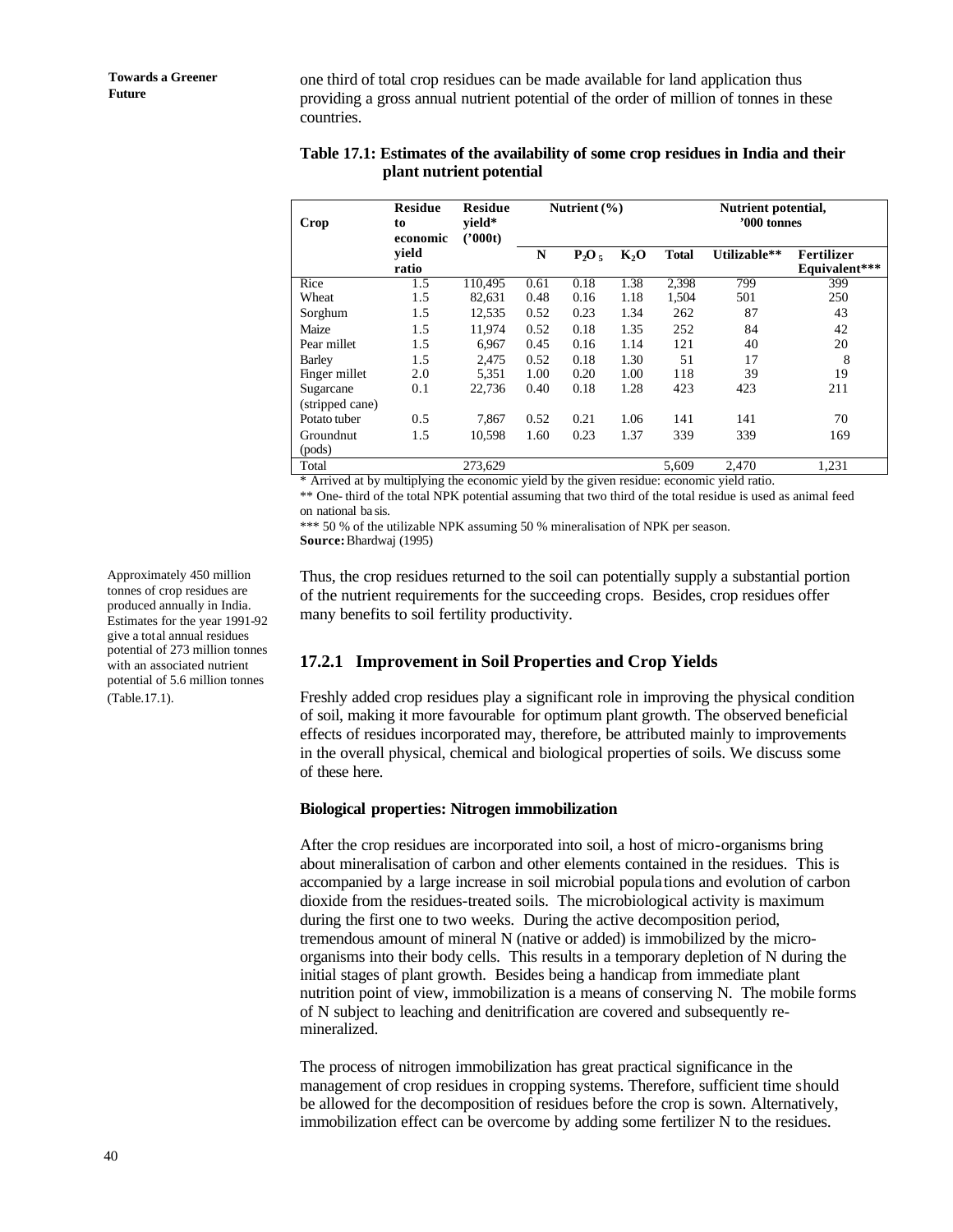one third of total crop residues can be made available for land application thus providing a gross annual nutrient potential of the order of million of tonnes in these countries.

**Table 17.1: Estimates of the availability of some crop residues in India and their plant nutrient potential**

| Crop | Residue to economic yield ratio | Residue yield* ('000t) | Nutrient (%) | | | Nutrient potential, '000 tonnes | | |
|---|---|---|---|---|---|---|---|---|
| | | | N | $P_2O_5$ | $K_2O$ | Total | Utilizable** | Fertilizer Equivalent*** |
| Rice | 1.5 | 110,495 | 0.61 | 0.18 | 1.38 | 2,398 | 799 | 399 |
| Wheat | 1.5 | 82,631 | 0.48 | 0.16 | 1.18 | 1,504 | 501 | 250 |
| Sorghum | 1.5 | 12,535 | 0.52 | 0.23 | 1.34 | 262 | 87 | 43 |
| Maize | 1.5 | 11,974 | 0.52 | 0.18 | 1.35 | 252 | 84 | 42 |
| Pear millet | 1.5 | 6,967 | 0.45 | 0.16 | 1.14 | 121 | 40 | 20 |
| Barley | 1.5 | 2,475 | 0.52 | 0.18 | 1.30 | 51 | 17 | 8 |
| Finger millet | 2.0 | 5,351 | 1.00 | 0.20 | 1.00 | 118 | 39 | 19 |
| Sugarcane (stripped cane) | 0.1 | 22,736 | 0.40 | 0.18 | 1.28 | 423 | 423 | 211 |
| Potato tuber | 0.5 | 7,867 | 0.52 | 0.21 | 1.06 | 141 | 141 | 70 |
| Groundnut (pods) | 1.5 | 10,598 | 1.60 | 0.23 | 1.37 | 339 | 339 | 169 |
| Total | | 273,629 | | | | 5,609 | 2,470 | 1,231 |

* Arrived at by multiplying the economic yield by the given residue: economic yield ratio.

** One- third of the total NPK potential assuming that two third of the total residue is used as animal feed on national basis.

*** 50 % of the utilizable NPK assuming 50 % mineralisation of NPK per season.

**Source:** Bhardwaj (1995)

Approximately 450 million tonnes of crop residues are produced annually in India. Estimates for the year 1991-92 give a total annual residues potential of 273 million tonnes with an associated nutrient potential of 5.6 million tonnes (Table.17.1).

Thus, the crop residues returned to the soil can potentially supply a substantial portion of the nutrient requirements for the succeeding crops. Besides, crop residues offer many benefits to soil fertility productivity.

### 17.2.1 Improvement in Soil Properties and Crop Yields

Freshly added crop residues play a significant role in improving the physical condition of soil, making it more favourable for optimum plant growth. The observed beneficial effects of residues incorporated may, therefore, be attributed mainly to improvements in the overall physical, chemical and biological properties of soils. We discuss some of these here.

**Biological properties: Nitrogen immobilization**

After the crop residues are incorporated into soil, a host of micro-organisms bring about mineralisation of carbon and other elements contained in the residues. This is accompanied by a large increase in soil microbial populations and evolution of carbon dioxide from the residues-treated soils. The microbiological activity is maximum during the first one to two weeks. During the active decomposition period, tremendous amount of mineral N (native or added) is immobilized by the micro-organisms into their body cells. This results in a temporary depletion of N during the initial stages of plant growth. Besides being a handicap from immediate plant nutrition point of view, immobilization is a means of conserving N. The mobile forms of N subject to leaching and denitrification are covered and subsequently re-mineralized.

The process of nitrogen immobilization has great practical significance in the management of crop residues in cropping systems. Therefore, sufficient time should be allowed for the decomposition of residues before the crop is sown. Alternatively, immobilization effect can be overcome by adding some fertilizer N to the residues.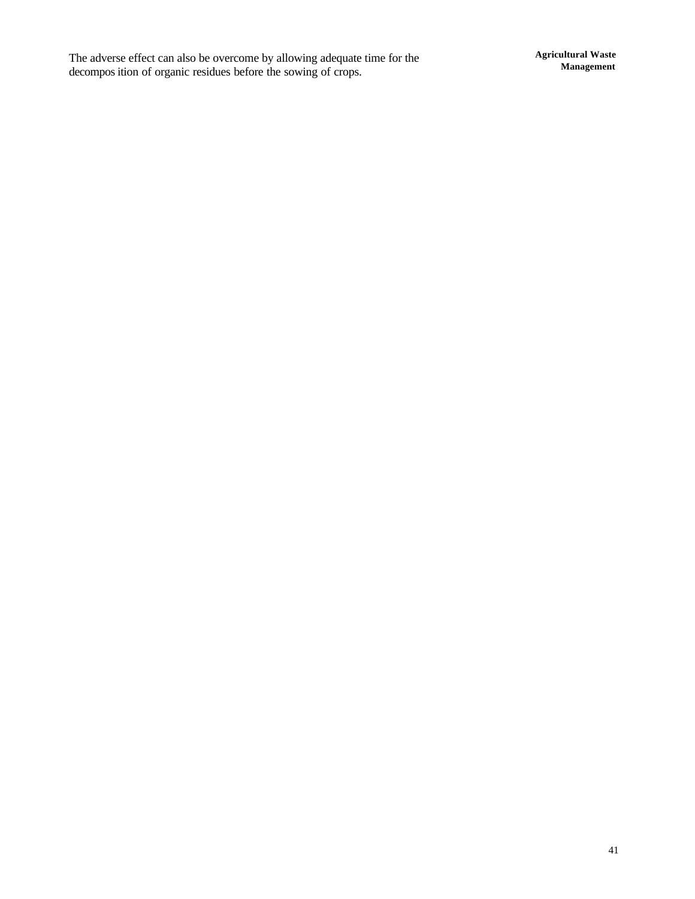The adverse effect can also be overcome by allowing adequate time for the decomposition of organic residues before the sowing of crops.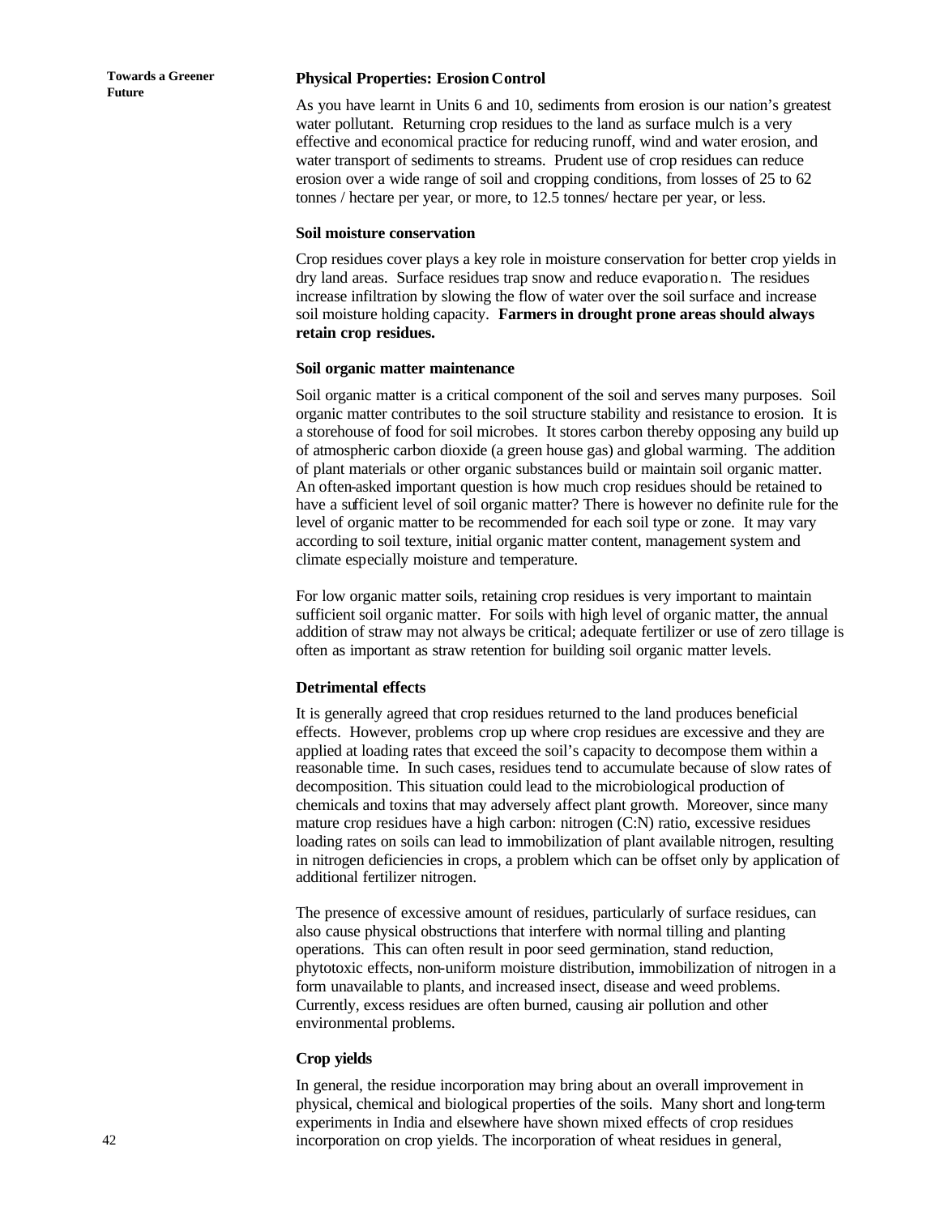### Physical Properties: Erosion Control

As you have learnt in Units 6 and 10, sediments from erosion is our nation's greatest water pollutant. Returning crop residues to the land as surface mulch is a very effective and economical practice for reducing runoff, wind and water erosion, and water transport of sediments to streams. Prudent use of crop residues can reduce erosion over a wide range of soil and cropping conditions, from losses of 25 to 62 tonnes / hectare per year, or more, to 12.5 tonnes/ hectare per year, or less.

### Soil moisture conservation

Crop residues cover plays a key role in moisture conservation for better crop yields in dry land areas. Surface residues trap snow and reduce evaporation. The residues increase infiltration by slowing the flow of water over the soil surface and increase soil moisture holding capacity. **Farmers in drought prone areas should always retain crop residues.**

### Soil organic matter maintenance

Soil organic matter is a critical component of the soil and serves many purposes. Soil organic matter contributes to the soil structure stability and resistance to erosion. It is a storehouse of food for soil microbes. It stores carbon thereby opposing any build up of atmospheric carbon dioxide (a green house gas) and global warming. The addition of plant materials or other organic substances build or maintain soil organic matter. An often-asked important question is how much crop residues should be retained to have a sufficient level of soil organic matter? There is however no definite rule for the level of organic matter to be recommended for each soil type or zone. It may vary according to soil texture, initial organic matter content, management system and climate especially moisture and temperature.

For low organic matter soils, retaining crop residues is very important to maintain sufficient soil organic matter. For soils with high level of organic matter, the annual addition of straw may not always be critical; adequate fertilizer or use of zero tillage is often as important as straw retention for building soil organic matter levels.

### Detrimental effects

It is generally agreed that crop residues returned to the land produces beneficial effects. However, problems crop up where crop residues are excessive and they are applied at loading rates that exceed the soil's capacity to decompose them within a reasonable time. In such cases, residues tend to accumulate because of slow rates of decomposition. This situation could lead to the microbiological production of chemicals and toxins that may adversely affect plant growth. Moreover, since many mature crop residues have a high carbon: nitrogen (C:N) ratio, excessive residues loading rates on soils can lead to immobilization of plant available nitrogen, resulting in nitrogen deficiencies in crops, a problem which can be offset only by application of additional fertilizer nitrogen.

The presence of excessive amount of residues, particularly of surface residues, can also cause physical obstructions that interfere with normal tilling and planting operations. This can often result in poor seed germination, stand reduction, phytotoxic effects, non-uniform moisture distribution, immobilization of nitrogen in a form unavailable to plants, and increased insect, disease and weed problems. Currently, excess residues are often burned, causing air pollution and other environmental problems.

### Crop yields

In general, the residue incorporation may bring about an overall improvement in physical, chemical and biological properties of the soils. Many short and long-term experiments in India and elsewhere have shown mixed effects of crop residues incorporation on crop yields. The incorporation of wheat residues in general,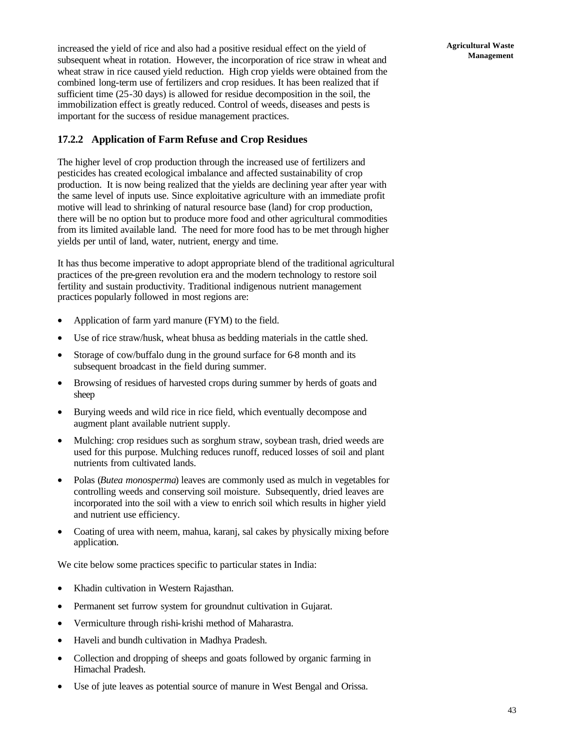increased the yield of rice and also had a positive residual effect on the yield of subsequent wheat in rotation. However, the incorporation of rice straw in wheat and wheat straw in rice caused yield reduction. High crop yields were obtained from the combined long-term use of fertilizers and crop residues. It has been realized that if sufficient time (25-30 days) is allowed for residue decomposition in the soil, the immobilization effect is greatly reduced. Control of weeds, diseases and pests is important for the success of residue management practices.

### 17.2.2 Application of Farm Refuse and Crop Residues

The higher level of crop production through the increased use of fertilizers and pesticides has created ecological imbalance and affected sustainability of crop production. It is now being realized that the yields are declining year after year with the same level of inputs use. Since exploitative agriculture with an immediate profit motive will lead to shrinking of natural resource base (land) for crop production, there will be no option but to produce more food and other agricultural commodities from its limited available land. The need for more food has to be met through higher yields per until of land, water, nutrient, energy and time.

It has thus become imperative to adopt appropriate blend of the traditional agricultural practices of the pre-green revolution era and the modern technology to restore soil fertility and sustain productivity. Traditional indigenous nutrient management practices popularly followed in most regions are:

- Application of farm yard manure (FYM) to the field.
- Use of rice straw/husk, wheat bhusa as bedding materials in the cattle shed.
- Storage of cow/buffalo dung in the ground surface for 6-8 month and its subsequent broadcast in the field during summer.
- Browsing of residues of harvested crops during summer by herds of goats and sheep
- Burying weeds and wild rice in rice field, which eventually decompose and augment plant available nutrient supply.
- Mulching: crop residues such as sorghum straw, soybean trash, dried weeds are used for this purpose. Mulching reduces runoff, reduced losses of soil and plant nutrients from cultivated lands.
- Polas (*Butea monosperma*) leaves are commonly used as mulch in vegetables for controlling weeds and conserving soil moisture. Subsequently, dried leaves are incorporated into the soil with a view to enrich soil which results in higher yield and nutrient use efficiency.
- Coating of urea with neem, mahua, karanj, sal cakes by physically mixing before application.

We cite below some practices specific to particular states in India:

- Khadin cultivation in Western Rajasthan.
- Permanent set furrow system for groundnut cultivation in Gujarat.
- Vermiculture through rishi-krishi method of Maharastra.
- Haveli and bundh cultivation in Madhya Pradesh.
- Collection and dropping of sheeps and goats followed by organic farming in Himachal Pradesh.
- Use of jute leaves as potential source of manure in West Bengal and Orissa.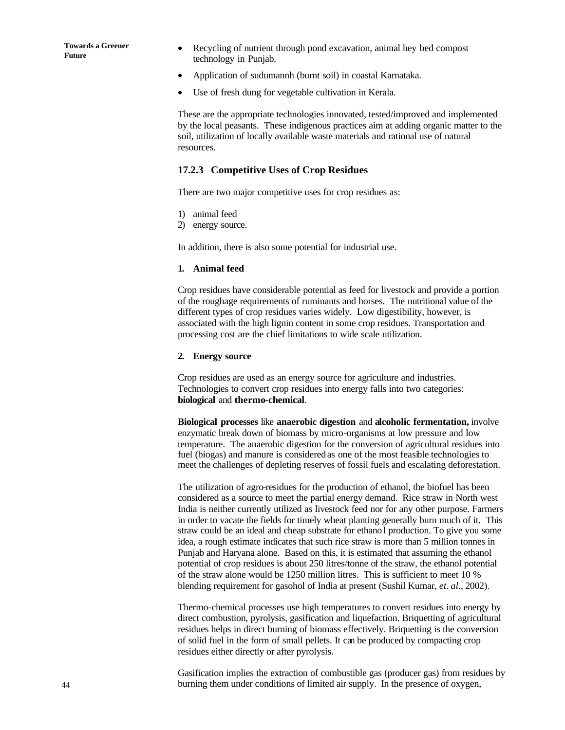- Recycling of nutrient through pond excavation, animal hey bed compost technology in Punjab.
- Application of sudumannh (burnt soil) in coastal Karnataka.
- Use of fresh dung for vegetable cultivation in Kerala.

These are the appropriate technologies innovated, tested/improved and implemented by the local peasants. These indigenous practices aim at adding organic matter to the soil, utilization of locally available waste materials and rational use of natural resources.

### 17.2.3 Competitive Uses of Crop Residues

There are two major competitive uses for crop residues as:

1) animal feed
2) energy source.

In addition, there is also some potential for industrial use.

**1. Animal feed**

Crop residues have considerable potential as feed for livestock and provide a portion of the roughage requirements of ruminants and horses. The nutritional value of the different types of crop residues varies widely. Low digestibility, however, is associated with the high lignin content in some crop residues. Transportation and processing cost are the chief limitations to wide scale utilization.

**2. Energy source**

Crop residues are used as an energy source for agriculture and industries. Technologies to convert crop residues into energy falls into two categories: **biological** and **thermo-chemical**.

**Biological processes** like **anaerobic digestion** and **alcoholic fermentation,** involve enzymatic break down of biomass by micro-organisms at low pressure and low temperature. The anaerobic digestion for the conversion of agricultural residues into fuel (biogas) and manure is considered as one of the most feasible technologies to meet the challenges of depleting reserves of fossil fuels and escalating deforestation.

The utilization of agro-residues for the production of ethanol, the biofuel has been considered as a source to meet the partial energy demand. Rice straw in North west India is neither currently utilized as livestock feed nor for any other purpose. Farmers in order to vacate the fields for timely wheat planting generally burn much of it. This straw could be an ideal and cheap substrate for ethanol production. To give you some idea, a rough estimate indicates that such rice straw is more than 5 million tonnes in Punjab and Haryana alone. Based on this, it is estimated that assuming the ethanol potential of crop residues is about 250 litres/tonne of the straw, the ethanol potential of the straw alone would be 1250 million litres. This is sufficient to meet 10 % blending requirement for gasohol of India at present (Sushil Kumar, *et. al.*, 2002).

Thermo-chemical processes use high temperatures to convert residues into energy by direct combustion, pyrolysis, gasification and liquefaction. Briquetting of agricultural residues helps in direct burning of biomass effectively. Briquetting is the conversion of solid fuel in the form of small pellets. It can be produced by compacting crop residues either directly or after pyrolysis.

Gasification implies the extraction of combustible gas (producer gas) from residues by burning them under conditions of limited air supply. In the presence of oxygen,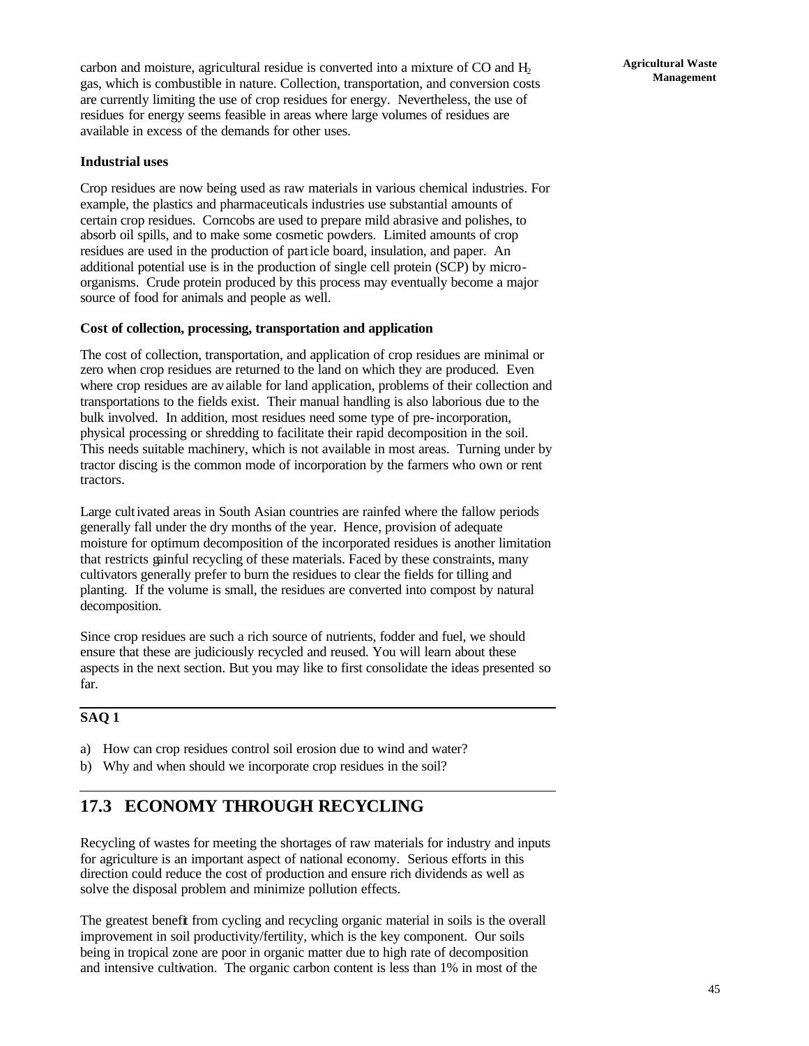carbon and moisture, agricultural residue is converted into a mixture of CO and $H_2$ gas, which is combustible in nature. Collection, transportation, and conversion costs are currently limiting the use of crop residues for energy. Nevertheless, the use of residues for energy seems feasible in areas where large volumes of residues are available in excess of the demands for other uses.

**Industrial uses**

Crop residues are now being used as raw materials in various chemical industries. For example, the plastics and pharmaceuticals industries use substantial amounts of certain crop residues. Corncobs are used to prepare mild abrasive and polishes, to absorb oil spills, and to make some cosmetic powders. Limited amounts of crop residues are used in the production of particle board, insulation, and paper. An additional potential use is in the production of single cell protein (SCP) by micro-organisms. Crude protein produced by this process may eventually become a major source of food for animals and people as well.

**Cost of collection, processing, transportation and application**

The cost of collection, transportation, and application of crop residues are minimal or zero when crop residues are returned to the land on which they are produced. Even where crop residues are available for land application, problems of their collection and transportations to the fields exist. Their manual handling is also laborious due to the bulk involved. In addition, most residues need some type of pre-incorporation, physical processing or shredding to facilitate their rapid decomposition in the soil. This needs suitable machinery, which is not available in most areas. Turning under by tractor discing is the common mode of incorporation by the farmers who own or rent tractors.

Large cultivated areas in South Asian countries are rainfed where the fallow periods generally fall under the dry months of the year. Hence, provision of adequate moisture for optimum decomposition of the incorporated residues is another limitation that restricts gainful recycling of these materials. Faced by these constraints, many cultivators generally prefer to burn the residues to clear the fields for tilling and planting. If the volume is small, the residues are converted into compost by natural decomposition.

Since crop residues are such a rich source of nutrients, fodder and fuel, we should ensure that these are judiciously recycled and reused. You will learn about these aspects in the next section. But you may like to first consolidate the ideas presented so far.

**SAQ 1**

a) How can crop residues control soil erosion due to wind and water?

b) Why and when should we incorporate crop residues in the soil?

## 17.3 ECONOMY THROUGH RECYCLING

Recycling of wastes for meeting the shortages of raw materials for industry and inputs for agriculture is an important aspect of national economy. Serious efforts in this direction could reduce the cost of production and ensure rich dividends as well as solve the disposal problem and minimize pollution effects.

The greatest benefit from cycling and recycling organic material in soils is the overall improvement in soil productivity/fertility, which is the key component. Our soils being in tropical zone are poor in organic matter due to high rate of decomposition and intensive cultivation. The organic carbon content is less than 1% in most of the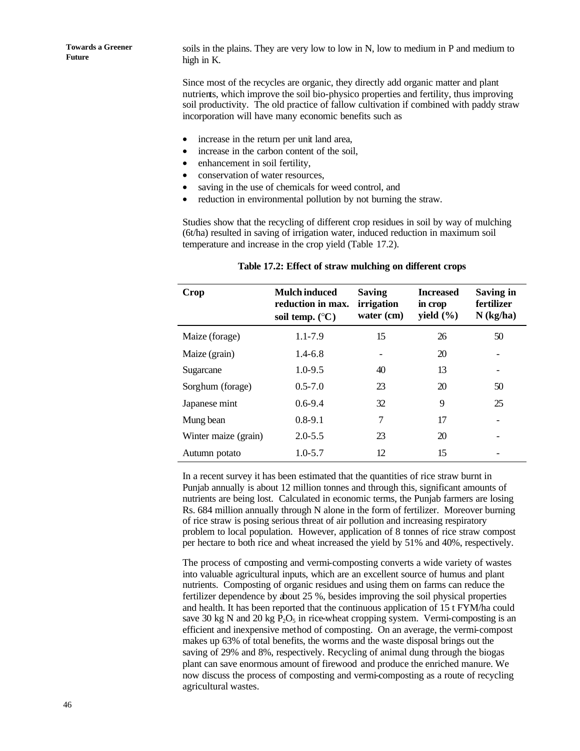soils in the plains. They are very low to low in N, low to medium in P and medium to high in K.

Since most of the recycles are organic, they directly add organic matter and plant nutrients, which improve the soil bio-physico properties and fertility, thus improving soil productivity. The old practice of fallow cultivation if combined with paddy straw incorporation will have many economic benefits such as

- increase in the return per unit land area,
- increase in the carbon content of the soil,
- enhancement in soil fertility,
- conservation of water resources,
- saving in the use of chemicals for weed control, and
- reduction in environmental pollution by not burning the straw.

Studies show that the recycling of different crop residues in soil by way of mulching (6t/ha) resulted in saving of irrigation water, induced reduction in maximum soil temperature and increase in the crop yield (Table 17.2).

**Table 17.2: Effect of straw mulching on different crops**

| Crop | Mulch induced reduction in max. soil temp. (°C) | Saving irrigation water (cm) | Increased in crop yield (%) | Saving in fertilizer N (kg/ha) |
|---|---|---|---|---|
| Maize (forage) | 1.1-7.9 | 15 | 26 | 50 |
| Maize (grain) | 1.4-6.8 | - | 20 | - |
| Sugarcane | 1.0-9.5 | 40 | 13 | - |
| Sorghum (forage) | 0.5-7.0 | 23 | 20 | 50 |
| Japanese mint | 0.6-9.4 | 32 | 9 | 25 |
| Mung bean | 0.8-9.1 | 7 | 17 | - |
| Winter maize (grain) | 2.0-5.5 | 23 | 20 | - |
| Autumn potato | 1.0-5.7 | 12 | 15 | - |

In a recent survey it has been estimated that the quantities of rice straw burnt in Punjab annually is about 12 million tonnes and through this, significant amounts of nutrients are being lost. Calculated in economic terms, the Punjab farmers are losing Rs. 684 million annually through N alone in the form of fertilizer. Moreover burning of rice straw is posing serious threat of air pollution and increasing respiratory problem to local population. However, application of 8 tonnes of rice straw compost per hectare to both rice and wheat increased the yield by 51% and 40%, respectively.

The process of composting and vermi-composting converts a wide variety of wastes into valuable agricultural inputs, which are an excellent source of humus and plant nutrients. Composting of organic residues and using them on farms can reduce the fertilizer dependence by about 25 %, besides improving the soil physical properties and health. It has been reported that the continuous application of 15 t FYM/ha could save 30 kg N and 20 kg $P_2O_5$ in rice-wheat cropping system. Vermi-composting is an efficient and inexpensive method of composting. On an average, the vermi-compost makes up 63% of total benefits, the worms and the waste disposal brings out the saving of 29% and 8%, respectively. Recycling of animal dung through the biogas plant can save enormous amount of firewood and produce the enriched manure. We now discuss the process of composting and vermi-composting as a route of recycling agricultural wastes.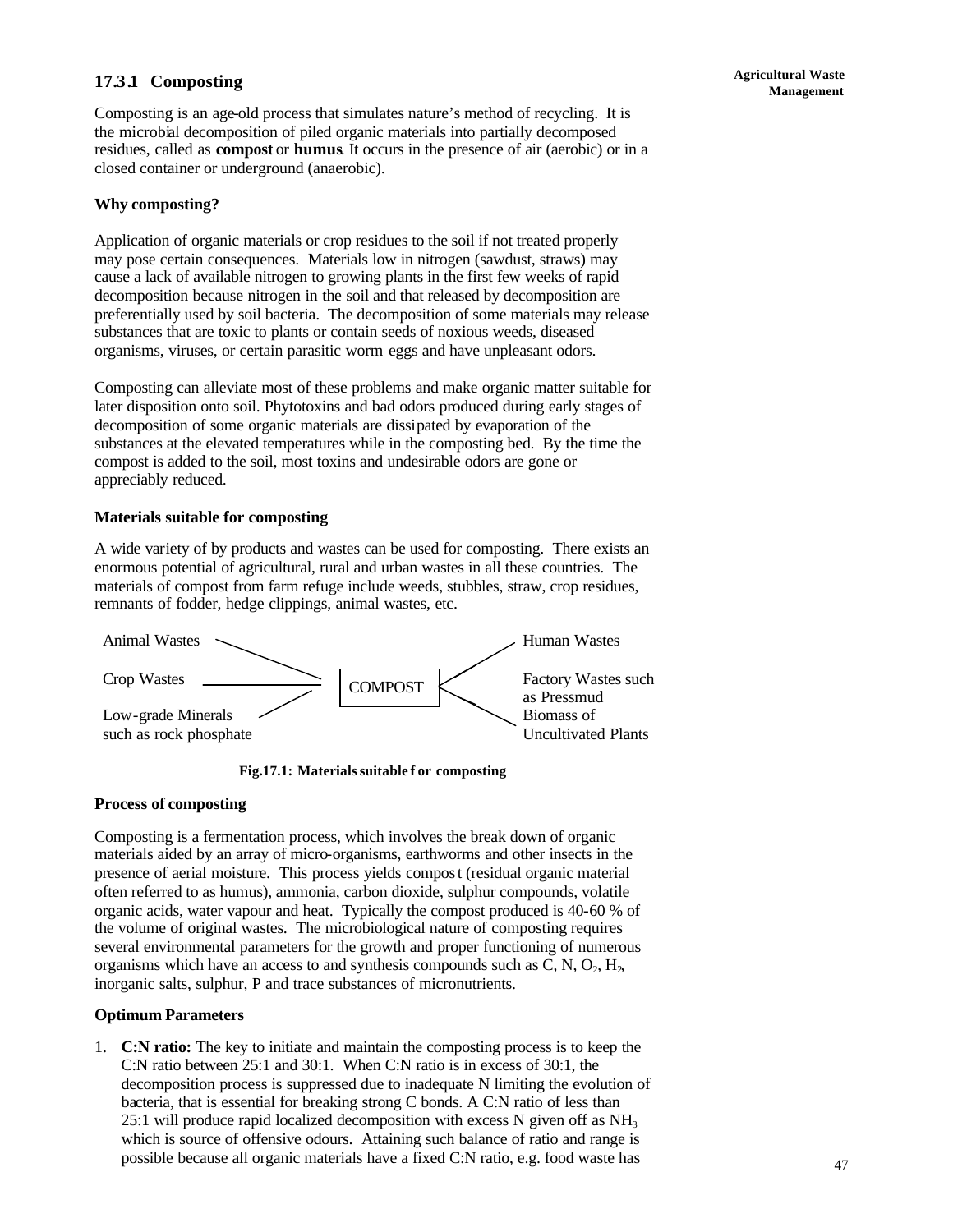### 17.3.1 Composting

Composting is an age-old process that simulates nature's method of recycling. It is the microbial decomposition of piled organic materials into partially decomposed residues, called as **compost** or **humus**. It occurs in the presence of air (aerobic) or in a closed container or underground (anaerobic).

**Why composting?**

Application of organic materials or crop residues to the soil if not treated properly may pose certain consequences. Materials low in nitrogen (sawdust, straws) may cause a lack of available nitrogen to growing plants in the first few weeks of rapid decomposition because nitrogen in the soil and that released by decomposition are preferentially used by soil bacteria. The decomposition of some materials may release substances that are toxic to plants or contain seeds of noxious weeds, diseased organisms, viruses, or certain parasitic worm eggs and have unpleasant odors.

Composting can alleviate most of these problems and make organic matter suitable for later disposition onto soil. Phytotoxins and bad odors produced during early stages of decomposition of some organic materials are dissipated by evaporation of the substances at the elevated temperatures while in the composting bed. By the time the compost is added to the soil, most toxins and undesirable odors are gone or appreciably reduced.

**Materials suitable for composting**

A wide variety of by products and wastes can be used for composting. There exists an enormous potential of agricultural, rural and urban wastes in all these countries. The materials of compost from farm refuge include weeds, stubbles, straw, crop residues, remnants of fodder, hedge clippings, animal wastes, etc.

Animal Wastes → COMPOST ← Human Wastes

Crop Wastes → COMPOST ← Factory Wastes such as Pressmud

Low-grade Minerals such as rock phosphate → COMPOST ← Biomass of Uncultivated Plants

**Fig.17.1: Materials suitable for composting**

**Process of composting**

Composting is a fermentation process, which involves the break down of organic materials aided by an array of micro-organisms, earthworms and other insects in the presence of aerial moisture. This process yields compost (residual organic material often referred to as humus), ammonia, carbon dioxide, sulphur compounds, volatile organic acids, water vapour and heat. Typically the compost produced is 40-60 % of the volume of original wastes. The microbiological nature of composting requires several environmental parameters for the growth and proper functioning of numerous organisms which have an access to and synthesis compounds such as C, N, $O_2$, $H_2$, inorganic salts, sulphur, P and trace substances of micronutrients.

**Optimum Parameters**

1. **C:N ratio:** The key to initiate and maintain the composting process is to keep the C:N ratio between 25:1 and 30:1. When C:N ratio is in excess of 30:1, the decomposition process is suppressed due to inadequate N limiting the evolution of bacteria, that is essential for breaking strong C bonds. A C:N ratio of less than 25:1 will produce rapid localized decomposition with excess N given off as $NH_3$ which is source of offensive odours. Attaining such balance of ratio and range is possible because all organic materials have a fixed C:N ratio, e.g. food waste has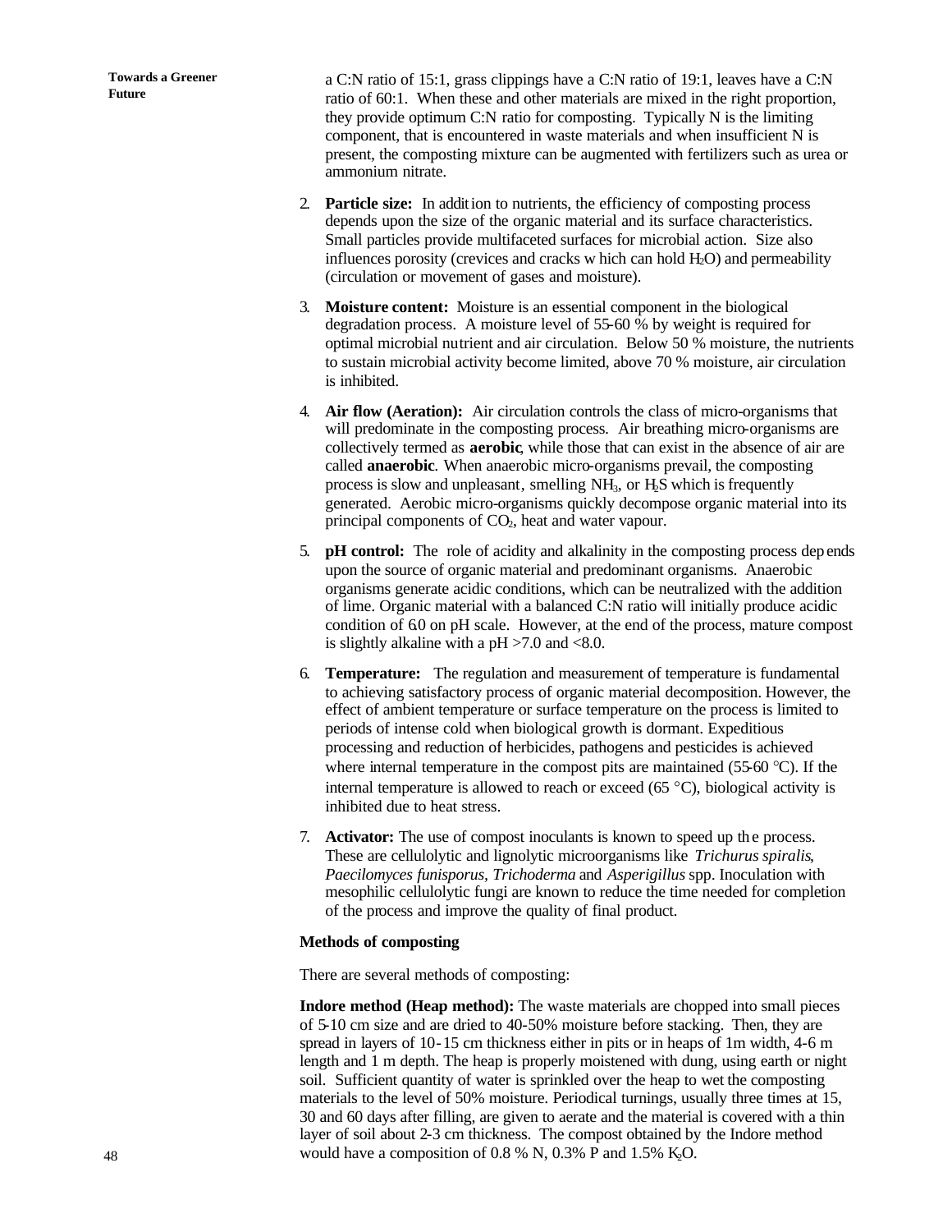a C:N ratio of 15:1, grass clippings have a C:N ratio of 19:1, leaves have a C:N ratio of 60:1. When these and other materials are mixed in the right proportion, they provide optimum C:N ratio for composting. Typically N is the limiting component, that is encountered in waste materials and when insufficient N is present, the composting mixture can be augmented with fertilizers such as urea or ammonium nitrate.

2. **Particle size:** In addition to nutrients, the efficiency of composting process depends upon the size of the organic material and its surface characteristics. Small particles provide multifaceted surfaces for microbial action. Size also influences porosity (crevices and cracks which can hold $H_2O$) and permeability (circulation or movement of gases and moisture).

3. **Moisture content:** Moisture is an essential component in the biological degradation process. A moisture level of 55-60 % by weight is required for optimal microbial nutrient and air circulation. Below 50 % moisture, the nutrients to sustain microbial activity become limited, above 70 % moisture, air circulation is inhibited.

4. **Air flow (Aeration):** Air circulation controls the class of micro-organisms that will predominate in the composting process. Air breathing micro-organisms are collectively termed as **aerobic**, while those that can exist in the absence of air are called **anaerobic**. When anaerobic micro-organisms prevail, the composting process is slow and unpleasant, smelling $NH_3$, or $H_2S$ which is frequently generated. Aerobic micro-organisms quickly decompose organic material into its principal components of $CO_2$, heat and water vapour.

5. **pH control:** The role of acidity and alkalinity in the composting process depends upon the source of organic material and predominant organisms. Anaerobic organisms generate acidic conditions, which can be neutralized with the addition of lime. Organic material with a balanced C:N ratio will initially produce acidic condition of 6.0 on pH scale. However, at the end of the process, mature compost is slightly alkaline with a pH >7.0 and <8.0.

6. **Temperature:** The regulation and measurement of temperature is fundamental to achieving satisfactory process of organic material decomposition. However, the effect of ambient temperature or surface temperature on the process is limited to periods of intense cold when biological growth is dormant. Expeditious processing and reduction of herbicides, pathogens and pesticides is achieved where internal temperature in the compost pits are maintained (55-60 °C). If the internal temperature is allowed to reach or exceed (65 °C), biological activity is inhibited due to heat stress.

7. **Activator:** The use of compost inoculants is known to speed up the process. These are cellulolytic and lignolytic microorganisms like *Trichurus spiralis*, *Paecilomyces funisporus, Trichoderma* and *Asperigillus* spp. Inoculation with mesophilic cellulolytic fungi are known to reduce the time needed for completion of the process and improve the quality of final product.

**Methods of composting**

There are several methods of composting:

**Indore method (Heap method):** The waste materials are chopped into small pieces of 5-10 cm size and are dried to 40-50% moisture before stacking. Then, they are spread in layers of 10-15 cm thickness either in pits or in heaps of 1m width, 4-6 m length and 1 m depth. The heap is properly moistened with dung, using earth or night soil. Sufficient quantity of water is sprinkled over the heap to wet the composting materials to the level of 50% moisture. Periodical turnings, usually three times at 15, 30 and 60 days after filling, are given to aerate and the material is covered with a thin layer of soil about 2-3 cm thickness. The compost obtained by the Indore method would have a composition of 0.8 % N, 0.3% P and 1.5% $K_2O$.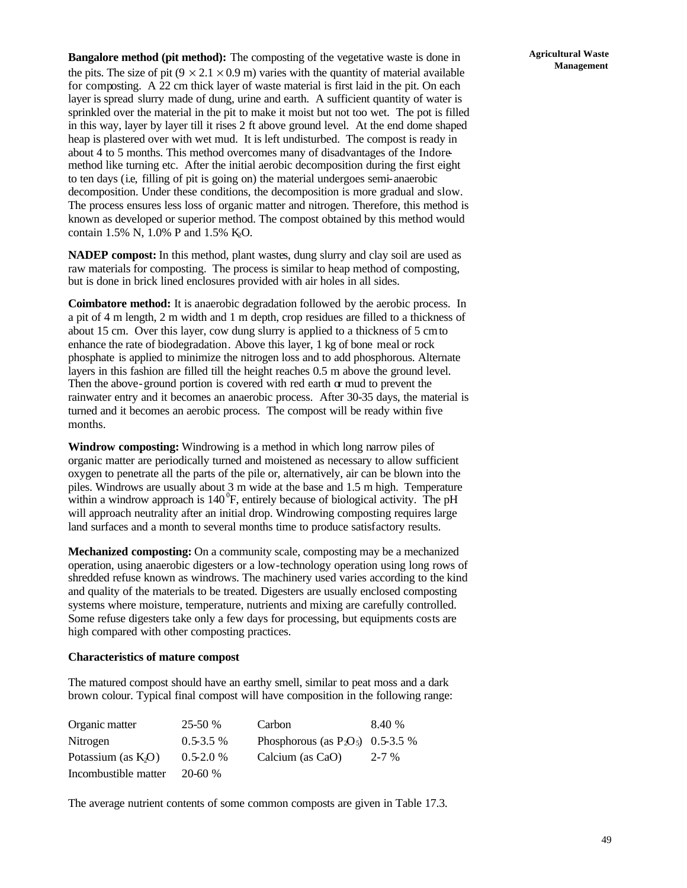**Bangalore method (pit method):** The composting of the vegetative waste is done in the pits. The size of pit ($9 \times 2.1 \times 0.9$ m) varies with the quantity of material available for composting. A 22 cm thick layer of waste material is first laid in the pit. On each layer is spread slurry made of dung, urine and earth. A sufficient quantity of water is sprinkled over the material in the pit to make it moist but not too wet. The pot is filled in this way, layer by layer till it rises 2 ft above ground level. At the end dome shaped heap is plastered over with wet mud. It is left undisturbed. The compost is ready in about 4 to 5 months. This method overcomes many of disadvantages of the Indore-method like turning etc. After the initial aerobic decomposition during the first eight to ten days (i.e, filling of pit is going on) the material undergoes semi-anaerobic decomposition. Under these conditions, the decomposition is more gradual and slow. The process ensures less loss of organic matter and nitrogen. Therefore, this method is known as developed or superior method. The compost obtained by this method would contain 1.5% N, 1.0% P and 1.5% $K_2O$.

**NADEP compost:** In this method, plant wastes, dung slurry and clay soil are used as raw materials for composting. The process is similar to heap method of composting, but is done in brick lined enclosures provided with air holes in all sides.

**Coimbatore method:** It is anaerobic degradation followed by the aerobic process. In a pit of 4 m length, 2 m width and 1 m depth, crop residues are filled to a thickness of about 15 cm. Over this layer, cow dung slurry is applied to a thickness of 5 cm to enhance the rate of biodegradation. Above this layer, 1 kg of bone meal or rock phosphate is applied to minimize the nitrogen loss and to add phosphorous. Alternate layers in this fashion are filled till the height reaches 0.5 m above the ground level. Then the above-ground portion is covered with red earth or mud to prevent the rainwater entry and it becomes an anaerobic process. After 30-35 days, the material is turned and it becomes an aerobic process. The compost will be ready within five months.

**Windrow composting:** Windrowing is a method in which long narrow piles of organic matter are periodically turned and moistened as necessary to allow sufficient oxygen to penetrate all the parts of the pile or, alternatively, air can be blown into the piles. Windrows are usually about 3 m wide at the base and 1.5 m high. Temperature within a windrow approach is $140^0$F, entirely because of biological activity. The pH will approach neutrality after an initial drop. Windrowing composting requires large land surfaces and a month to several months time to produce satisfactory results.

**Mechanized composting:** On a community scale, composting may be a mechanized operation, using anaerobic digesters or a low-technology operation using long rows of shredded refuse known as windrows. The machinery used varies according to the kind and quality of the materials to be treated. Digesters are usually enclosed composting systems where moisture, temperature, nutrients and mixing are carefully controlled. Some refuse digesters take only a few days for processing, but equipments costs are high compared with other composting practices.

**Characteristics of mature compost**

The matured compost should have an earthy smell, similar to peat moss and a dark brown colour. Typical final compost will have composition in the following range:

| | | | |
|---|---|---|---|
| Organic matter | 25-50 % | Carbon | 8.40 % |
| Nitrogen | 0.5-3.5 % | Phosphorous (as $P_2O_5$) | 0.5-3.5 % |
| Potassium (as $K_2O$) | 0.5-2.0 % | Calcium (as CaO) | 2-7 % |
| Incombustible matter | 20-60 % | | |

The average nutrient contents of some common composts are given in Table 17.3.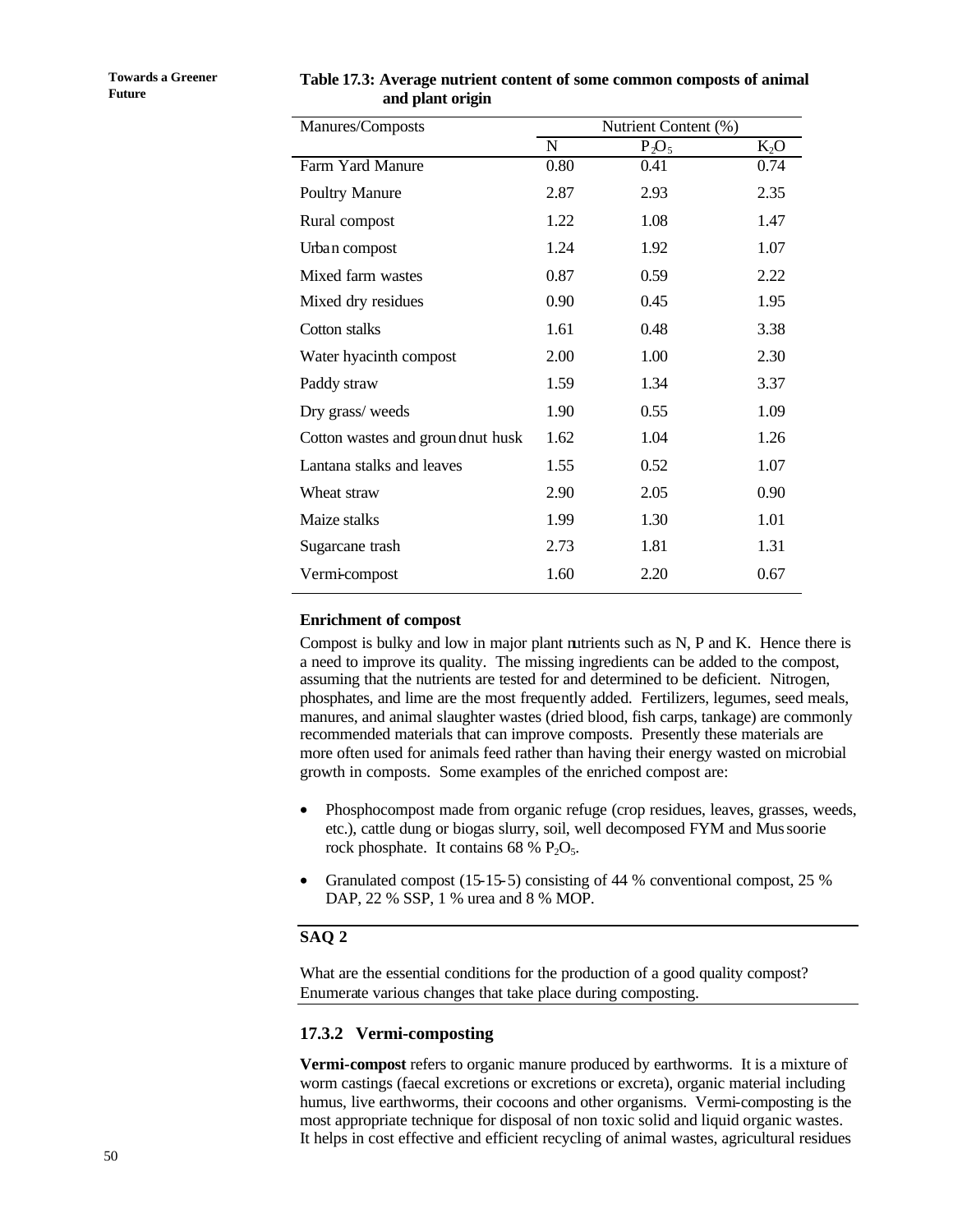**Table 17.3: Average nutrient content of some common composts of animal and plant origin**

| Manures/Composts | Nutrient Content (%) | | |
|---|---|---|---|
| | N | $P_2O_5$ | $K_2O$ |
| Farm Yard Manure | 0.80 | 0.41 | 0.74 |
| Poultry Manure | 2.87 | 2.93 | 2.35 |
| Rural compost | 1.22 | 1.08 | 1.47 |
| Urban compost | 1.24 | 1.92 | 1.07 |
| Mixed farm wastes | 0.87 | 0.59 | 2.22 |
| Mixed dry residues | 0.90 | 0.45 | 1.95 |
| Cotton stalks | 1.61 | 0.48 | 3.38 |
| Water hyacinth compost | 2.00 | 1.00 | 2.30 |
| Paddy straw | 1.59 | 1.34 | 3.37 |
| Dry grass/ weeds | 1.90 | 0.55 | 1.09 |
| Cotton wastes and groundnut husk | 1.62 | 1.04 | 1.26 |
| Lantana stalks and leaves | 1.55 | 0.52 | 1.07 |
| Wheat straw | 2.90 | 2.05 | 0.90 |
| Maize stalks | 1.99 | 1.30 | 1.01 |
| Sugarcane trash | 2.73 | 1.81 | 1.31 |
| Vermi-compost | 1.60 | 2.20 | 0.67 |

**Enrichment of compost**

Compost is bulky and low in major plant nutrients such as N, P and K. Hence there is a need to improve its quality. The missing ingredients can be added to the compost, assuming that the nutrients are tested for and determined to be deficient. Nitrogen, phosphates, and lime are the most frequently added. Fertilizers, legumes, seed meals, manures, and animal slaughter wastes (dried blood, fish carps, tankage) are commonly recommended materials that can improve composts. Presently these materials are more often used for animals feed rather than having their energy wasted on microbial growth in composts. Some examples of the enriched compost are:

- Phosphocompost made from organic refuge (crop residues, leaves, grasses, weeds, etc.), cattle dung or biogas slurry, soil, well decomposed FYM and Mussoorie rock phosphate. It contains 68 % $P_2O_5$.
- Granulated compost (15-15-5) consisting of 44 % conventional compost, 25 % DAP, 22 % SSP, 1 % urea and 8 % MOP.

**SAQ 2**

What are the essential conditions for the production of a good quality compost? Enumerate various changes that take place during composting.

### 17.3.2 Vermi-composting

**Vermi-compost** refers to organic manure produced by earthworms. It is a mixture of worm castings (faecal excretions or excretions or excreta), organic material including humus, live earthworms, their cocoons and other organisms. Vermi-composting is the most appropriate technique for disposal of non toxic solid and liquid organic wastes. It helps in cost effective and efficient recycling of animal wastes, agricultural residues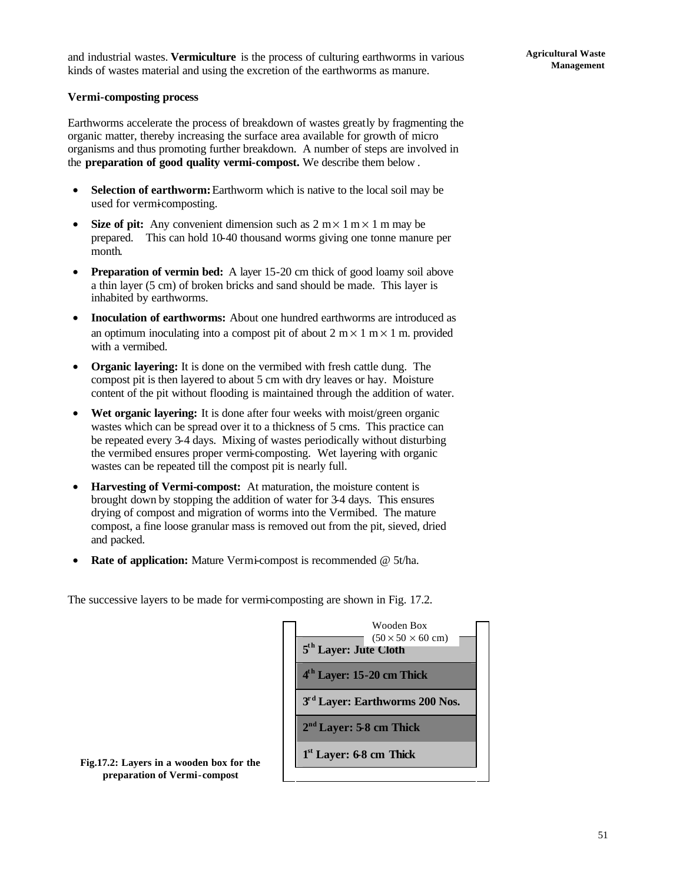and industrial wastes. **Vermiculture** is the process of culturing earthworms in various kinds of wastes material and using the excretion of the earthworms as manure.

**Vermi-composting process**

Earthworms accelerate the process of breakdown of wastes greatly by fragmenting the organic matter, thereby increasing the surface area available for growth of micro organisms and thus promoting further breakdown. A number of steps are involved in the **preparation of good quality vermi-compost.** We describe them below.

- **Selection of earthworm:** Earthworm which is native to the local soil may be used for vermi-composting.
- **Size of pit:** Any convenient dimension such as $2 \text{ m} \times 1 \text{ m} \times 1 \text{ m}$ may be prepared. This can hold 10-40 thousand worms giving one tonne manure per month.
- **Preparation of vermin bed:** A layer 15-20 cm thick of good loamy soil above a thin layer (5 cm) of broken bricks and sand should be made. This layer is inhabited by earthworms.
- **Inoculation of earthworms:** About one hundred earthworms are introduced as an optimum inoculating into a compost pit of about $2 \text{ m} \times 1 \text{ m} \times 1 \text{ m}$. provided with a vermibed.
- **Organic layering:** It is done on the vermibed with fresh cattle dung. The compost pit is then layered to about 5 cm with dry leaves or hay. Moisture content of the pit without flooding is maintained through the addition of water.
- **Wet organic layering:** It is done after four weeks with moist/green organic wastes which can be spread over it to a thickness of 5 cms. This practice can be repeated every 3-4 days. Mixing of wastes periodically without disturbing the vermibed ensures proper vermi-composting. Wet layering with organic wastes can be repeated till the compost pit is nearly full.
- **Harvesting of Vermi-compost:** At maturation, the moisture content is brought down by stopping the addition of water for 3-4 days. This ensures drying of compost and migration of worms into the Vermibed. The mature compost, a fine loose granular mass is removed out from the pit, sieved, dried and packed.
- **Rate of application:** Mature Vermi-compost is recommended @ 5t/ha.

The successive layers to be made for vermi-composting are shown in Fig. 17.2.

Wooden Box ($50 \times 50 \times 60$ cm)

| Layer |
|---|
| 5[th] Layer: Jute Cloth |
| 4[th] Layer: 15-20 cm Thick |
| 3[rd] Layer: Earthworms 200 Nos. |
| 2[nd] Layer: 5-8 cm Thick |
| 1[st] Layer: 6-8 cm Thick |

**Fig.17.2: Layers in a wooden box for the preparation of Vermi-compost**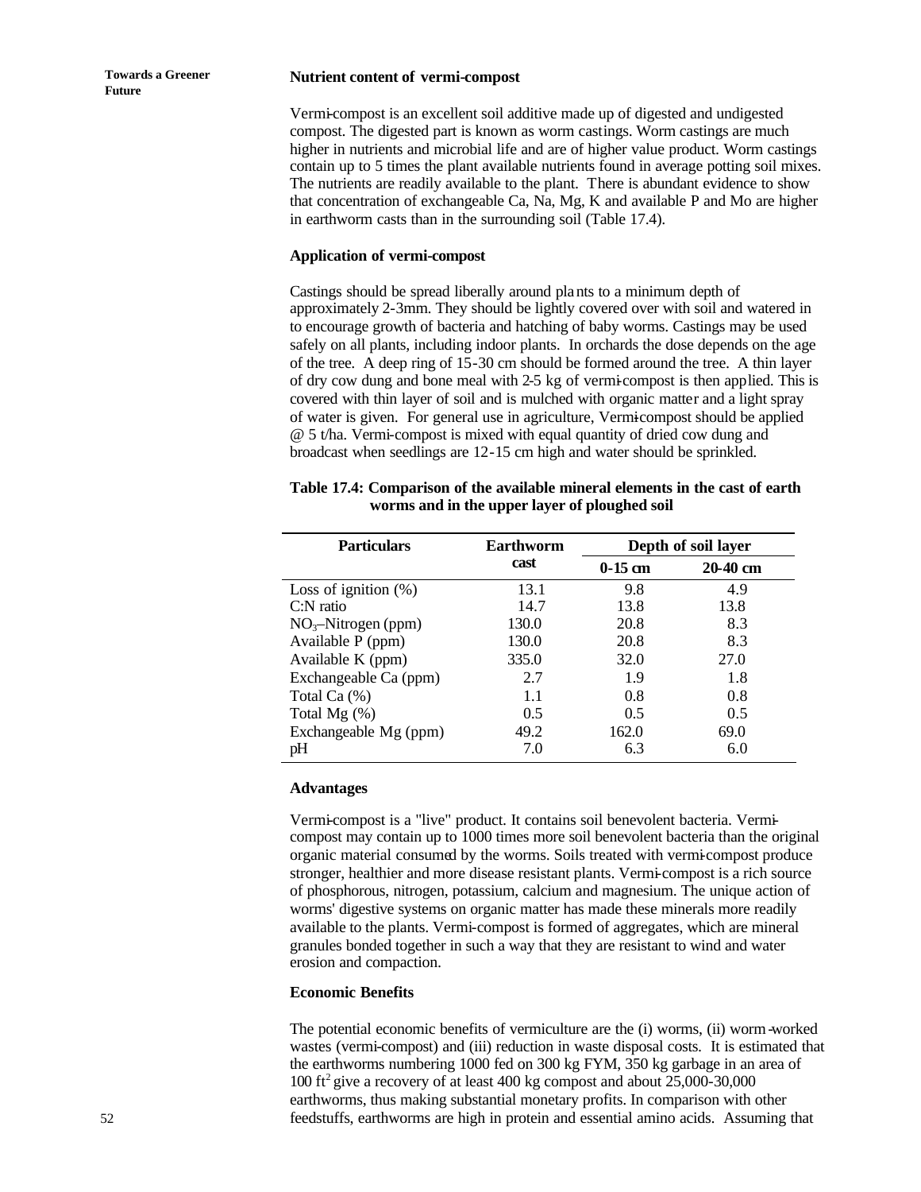**Nutrient content of vermi-compost**

Vermi-compost is an excellent soil additive made up of digested and undigested compost. The digested part is known as worm castings. Worm castings are much higher in nutrients and microbial life and are of higher value product. Worm castings contain up to 5 times the plant available nutrients found in average potting soil mixes. The nutrients are readily available to the plant. There is abundant evidence to show that concentration of exchangeable Ca, Na, Mg, K and available P and Mo are higher in earthworm casts than in the surrounding soil (Table 17.4).

**Application of vermi-compost**

Castings should be spread liberally around plants to a minimum depth of approximately 2-3mm. They should be lightly covered over with soil and watered in to encourage growth of bacteria and hatching of baby worms. Castings may be used safely on all plants, including indoor plants. In orchards the dose depends on the age of the tree. A deep ring of 15-30 cm should be formed around the tree. A thin layer of dry cow dung and bone meal with 2-5 kg of vermi-compost is then applied. This is covered with thin layer of soil and is mulched with organic matter and a light spray of water is given. For general use in agriculture, Vermi-compost should be applied @ 5 t/ha. Vermi-compost is mixed with equal quantity of dried cow dung and broadcast when seedlings are 12-15 cm high and water should be sprinkled.

**Table 17.4: Comparison of the available mineral elements in the cast of earth worms and in the upper layer of ploughed soil**

| Particulars | Earthworm cast | Depth of soil layer | |
|---|---|---|---|
| | | 0-15 cm | 20-40 cm |
| Loss of ignition (%) | 13.1 | 9.8 | 4.9 |
| C:N ratio | 14.7 | 13.8 | 13.8 |
| $NO_3$–Nitrogen (ppm) | 130.0 | 20.8 | 8.3 |
| Available P (ppm) | 130.0 | 20.8 | 8.3 |
| Available K (ppm) | 335.0 | 32.0 | 27.0 |
| Exchangeable Ca (ppm) | 2.7 | 1.9 | 1.8 |
| Total Ca (%) | 1.1 | 0.8 | 0.8 |
| Total Mg (%) | 0.5 | 0.5 | 0.5 |
| Exchangeable Mg (ppm) | 49.2 | 162.0 | 69.0 |
| pH | 7.0 | 6.3 | 6.0 |

**Advantages**

Vermi-compost is a "live" product. It contains soil benevolent bacteria. Vermi-compost may contain up to 1000 times more soil benevolent bacteria than the original organic material consumed by the worms. Soils treated with vermi-compost produce stronger, healthier and more disease resistant plants. Vermi-compost is a rich source of phosphorous, nitrogen, potassium, calcium and magnesium. The unique action of worms' digestive systems on organic matter has made these minerals more readily available to the plants. Vermi-compost is formed of aggregates, which are mineral granules bonded together in such a way that they are resistant to wind and water erosion and compaction.

**Economic Benefits**

The potential economic benefits of vermiculture are the (i) worms, (ii) worm-worked wastes (vermi-compost) and (iii) reduction in waste disposal costs. It is estimated that the earthworms numbering 1000 fed on 300 kg FYM, 350 kg garbage in an area of 100 $ft^2$ give a recovery of at least 400 kg compost and about 25,000-30,000 earthworms, thus making substantial monetary profits. In comparison with other feedstuffs, earthworms are high in protein and essential amino acids. Assuming that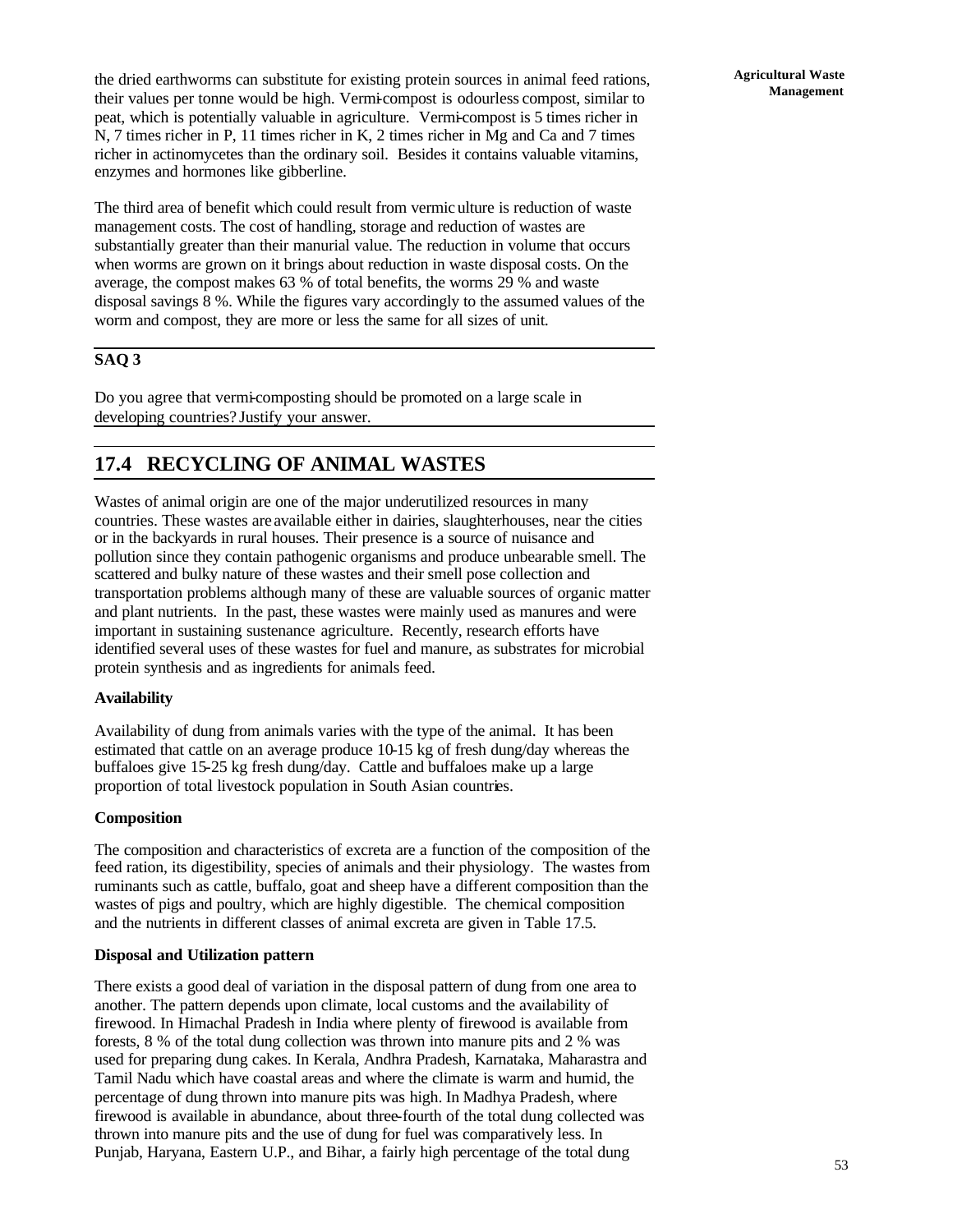the dried earthworms can substitute for existing protein sources in animal feed rations, their values per tonne would be high. Vermi-compost is odourless compost, similar to peat, which is potentially valuable in agriculture. Vermi-compost is 5 times richer in N, 7 times richer in P, 11 times richer in K, 2 times richer in Mg and Ca and 7 times richer in actinomycetes than the ordinary soil. Besides it contains valuable vitamins, enzymes and hormones like gibberline.

The third area of benefit which could result from vermic ulture is reduction of waste management costs. The cost of handling, storage and reduction of wastes are substantially greater than their manurial value. The reduction in volume that occurs when worms are grown on it brings about reduction in waste disposal costs. On the average, the compost makes 63 % of total benefits, the worms 29 % and waste disposal savings 8 %. While the figures vary accordingly to the assumed values of the worm and compost, they are more or less the same for all sizes of unit.

**SAQ 3**

Do you agree that vermi-composting should be promoted on a large scale in developing countries? Justify your answer.

## 17.4 RECYCLING OF ANIMAL WASTES

Wastes of animal origin are one of the major underutilized resources in many countries. These wastes are available either in dairies, slaughterhouses, near the cities or in the backyards in rural houses. Their presence is a source of nuisance and pollution since they contain pathogenic organisms and produce unbearable smell. The scattered and bulky nature of these wastes and their smell pose collection and transportation problems although many of these are valuable sources of organic matter and plant nutrients. In the past, these wastes were mainly used as manures and were important in sustaining sustenance agriculture. Recently, research efforts have identified several uses of these wastes for fuel and manure, as substrates for microbial protein synthesis and as ingredients for animals feed.

### Availability

Availability of dung from animals varies with the type of the animal. It has been estimated that cattle on an average produce 10-15 kg of fresh dung/day whereas the buffaloes give 15-25 kg fresh dung/day. Cattle and buffaloes make up a large proportion of total livestock population in South Asian countries.

### Composition

The composition and characteristics of excreta are a function of the composition of the feed ration, its digestibility, species of animals and their physiology. The wastes from ruminants such as cattle, buffalo, goat and sheep have a different composition than the wastes of pigs and poultry, which are highly digestible. The chemical composition and the nutrients in different classes of animal excreta are given in Table 17.5.

### Disposal and Utilization pattern

There exists a good deal of variation in the disposal pattern of dung from one area to another. The pattern depends upon climate, local customs and the availability of firewood. In Himachal Pradesh in India where plenty of firewood is available from forests, 8 % of the total dung collection was thrown into manure pits and 2 % was used for preparing dung cakes. In Kerala, Andhra Pradesh, Karnataka, Maharastra and Tamil Nadu which have coastal areas and where the climate is warm and humid, the percentage of dung thrown into manure pits was high. In Madhya Pradesh, where firewood is available in abundance, about three-fourth of the total dung collected was thrown into manure pits and the use of dung for fuel was comparatively less. In Punjab, Haryana, Eastern U.P., and Bihar, a fairly high percentage of the total dung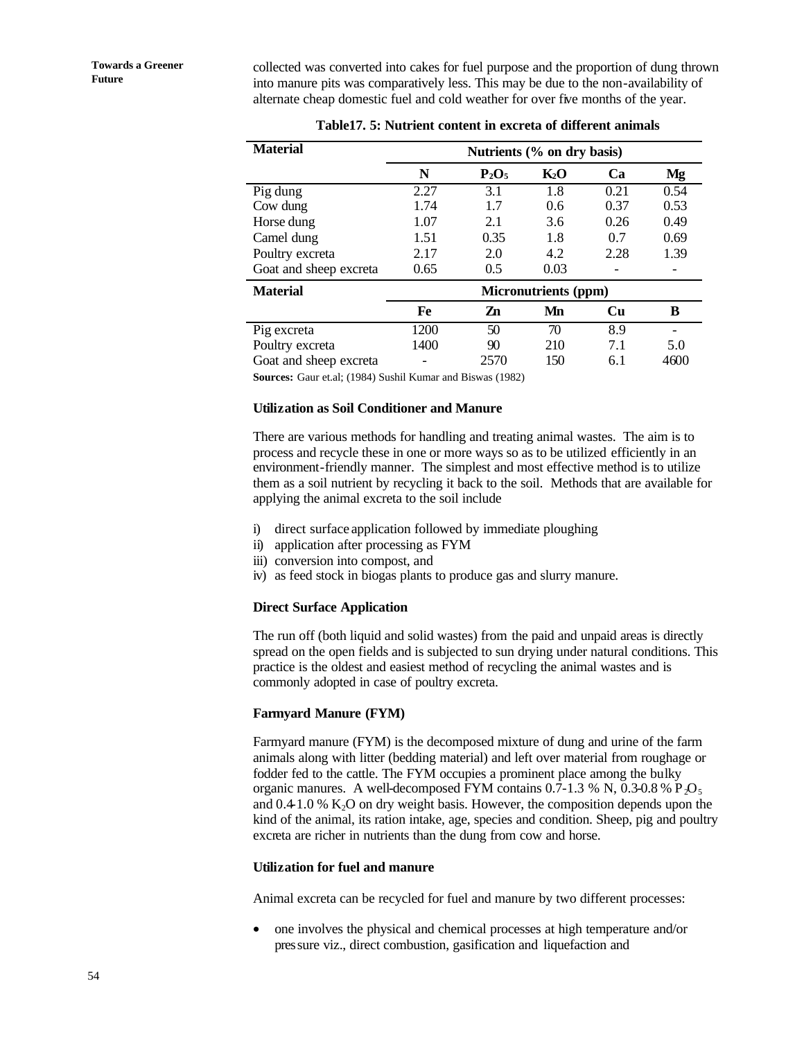collected was converted into cakes for fuel purpose and the proportion of dung thrown into manure pits was comparatively less. This may be due to the non-availability of alternate cheap domestic fuel and cold weather for over five months of the year.

**Table17. 5: Nutrient content in excreta of different animals**

| Material | Nutrients (% on dry basis) | | | | |
|---|---|---|---|---|---|
| | N | $P_2O_5$ | $K_2O$ | Ca | Mg |
| Pig dung | 2.27 | 3.1 | 1.8 | 0.21 | 0.54 |
| Cow dung | 1.74 | 1.7 | 0.6 | 0.37 | 0.53 |
| Horse dung | 1.07 | 2.1 | 3.6 | 0.26 | 0.49 |
| Camel dung | 1.51 | 0.35 | 1.8 | 0.7 | 0.69 |
| Poultry excreta | 2.17 | 2.0 | 4.2 | 2.28 | 1.39 |
| Goat and sheep excreta | 0.65 | 0.5 | 0.03 | - | - |
| **Material** | **Micronutrients (ppm)** | | | | |
| | Fe | Zn | Mn | Cu | B |
| Pig excreta | 1200 | 50 | 70 | 8.9 | - |
| Poultry excreta | 1400 | 90 | 210 | 7.1 | 5.0 |
| Goat and sheep excreta | - | 2570 | 150 | 6.1 | 4600 |

**Sources:** Gaur et.al; (1984) Sushil Kumar and Biswas (1982)

### Utilization as Soil Conditioner and Manure

There are various methods for handling and treating animal wastes. The aim is to process and recycle these in one or more ways so as to be utilized efficiently in an environment-friendly manner. The simplest and most effective method is to utilize them as a soil nutrient by recycling it back to the soil. Methods that are available for applying the animal excreta to the soil include

i) direct surface application followed by immediate ploughing
ii) application after processing as FYM
iii) conversion into compost, and
iv) as feed stock in biogas plants to produce gas and slurry manure.

### Direct Surface Application

The run off (both liquid and solid wastes) from the paid and unpaid areas is directly spread on the open fields and is subjected to sun drying under natural conditions. This practice is the oldest and easiest method of recycling the animal wastes and is commonly adopted in case of poultry excreta.

### Farmyard Manure (FYM)

Farmyard manure (FYM) is the decomposed mixture of dung and urine of the farm animals along with litter (bedding material) and left over material from roughage or fodder fed to the cattle. The FYM occupies a prominent place among the bulky organic manures. A well-decomposed FYM contains 0.7-1.3 % N, 0.3-0.8 % $P_2O_5$ and 0.4-1.0 % $K_2O$ on dry weight basis. However, the composition depends upon the kind of the animal, its ration intake, age, species and condition. Sheep, pig and poultry excreta are richer in nutrients than the dung from cow and horse.

### Utilization for fuel and manure

Animal excreta can be recycled for fuel and manure by two different processes:

- one involves the physical and chemical processes at high temperature and/or pressure viz., direct combustion, gasification and liquefaction and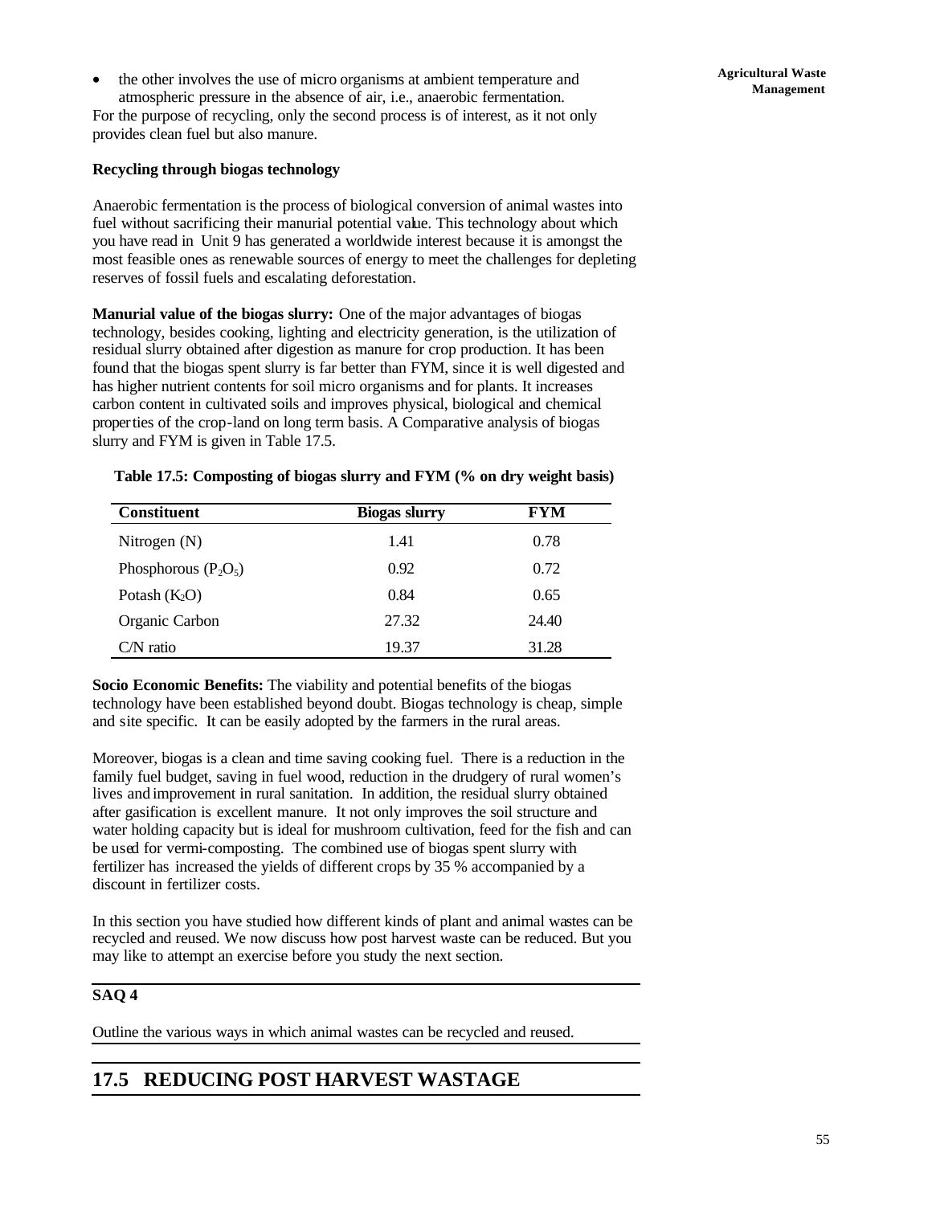- the other involves the use of micro organisms at ambient temperature and atmospheric pressure in the absence of air, i.e., anaerobic fermentation.

For the purpose of recycling, only the second process is of interest, as it not only provides clean fuel but also manure.

**Recycling through biogas technology**

Anaerobic fermentation is the process of biological conversion of animal wastes into fuel without sacrificing their manurial potential value. This technology about which you have read in Unit 9 has generated a worldwide interest because it is amongst the most feasible ones as renewable sources of energy to meet the challenges for depleting reserves of fossil fuels and escalating deforestation.

**Manurial value of the biogas slurry:** One of the major advantages of biogas technology, besides cooking, lighting and electricity generation, is the utilization of residual slurry obtained after digestion as manure for crop production. It has been found that the biogas spent slurry is far better than FYM, since it is well digested and has higher nutrient contents for soil micro organisms and for plants. It increases carbon content in cultivated soils and improves physical, biological and chemical properties of the crop-land on long term basis. A Comparative analysis of biogas slurry and FYM is given in Table 17.5.

**Table 17.5: Composting of biogas slurry and FYM (% on dry weight basis)**

| Constituent | Biogas slurry | FYM |
|---|---|---|
| Nitrogen (N) | 1.41 | 0.78 |
| Phosphorous ($P_2O_5$) | 0.92 | 0.72 |
| Potash ($K_2O$) | 0.84 | 0.65 |
| Organic Carbon | 27.32 | 24.40 |
| C/N ratio | 19.37 | 31.28 |

**Socio Economic Benefits:** The viability and potential benefits of the biogas technology have been established beyond doubt. Biogas technology is cheap, simple and site specific. It can be easily adopted by the farmers in the rural areas.

Moreover, biogas is a clean and time saving cooking fuel. There is a reduction in the family fuel budget, saving in fuel wood, reduction in the drudgery of rural women's lives and improvement in rural sanitation. In addition, the residual slurry obtained after gasification is excellent manure. It not only improves the soil structure and water holding capacity but is ideal for mushroom cultivation, feed for the fish and can be used for vermi-composting. The combined use of biogas spent slurry with fertilizer has increased the yields of different crops by 35 % accompanied by a discount in fertilizer costs.

In this section you have studied how different kinds of plant and animal wastes can be recycled and reused. We now discuss how post harvest waste can be reduced. But you may like to attempt an exercise before you study the next section.

**SAQ 4**

Outline the various ways in which animal wastes can be recycled and reused.

## 17.5 REDUCING POST HARVEST WASTAGE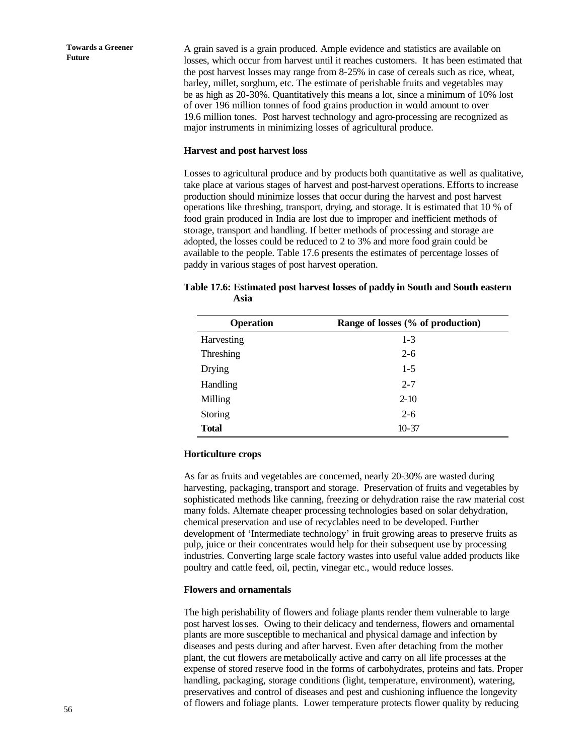A grain saved is a grain produced. Ample evidence and statistics are available on losses, which occur from harvest until it reaches customers. It has been estimated that the post harvest losses may range from 8-25% in case of cereals such as rice, wheat, barley, millet, sorghum, etc. The estimate of perishable fruits and vegetables may be as high as 20-30%. Quantitatively this means a lot, since a minimum of 10% lost of over 196 million tonnes of food grains production in would amount to over 19.6 million tones. Post harvest technology and agro-processing are recognized as major instruments in minimizing losses of agricultural produce.

### Harvest and post harvest loss

Losses to agricultural produce and by products both quantitative as well as qualitative, take place at various stages of harvest and post-harvest operations. Efforts to increase production should minimize losses that occur during the harvest and post harvest operations like threshing, transport, drying, and storage. It is estimated that 10 % of food grain produced in India are lost due to improper and inefficient methods of storage, transport and handling. If better methods of processing and storage are adopted, the losses could be reduced to 2 to 3% and more food grain could be available to the people. Table 17.6 presents the estimates of percentage losses of paddy in various stages of post harvest operation.

**Table 17.6: Estimated post harvest losses of paddy in South and South eastern Asia**

| Operation | Range of losses (% of production) |
|---|---|
| Harvesting | 1-3 |
| Threshing | 2-6 |
| Drying | 1-5 |
| Handling | 2-7 |
| Milling | 2-10 |
| Storing | 2-6 |
| **Total** | 10-37 |

### Horticulture crops

As far as fruits and vegetables are concerned, nearly 20-30% are wasted during harvesting, packaging, transport and storage. Preservation of fruits and vegetables by sophisticated methods like canning, freezing or dehydration raise the raw material cost many folds. Alternate cheaper processing technologies based on solar dehydration, chemical preservation and use of recyclables need to be developed. Further development of 'Intermediate technology' in fruit growing areas to preserve fruits as pulp, juice or their concentrates would help for their subsequent use by processing industries. Converting large scale factory wastes into useful value added products like poultry and cattle feed, oil, pectin, vinegar etc., would reduce losses.

### Flowers and ornamentals

The high perishability of flowers and foliage plants render them vulnerable to large post harvest losses. Owing to their delicacy and tenderness, flowers and ornamental plants are more susceptible to mechanical and physical damage and infection by diseases and pests during and after harvest. Even after detaching from the mother plant, the cut flowers are metabolically active and carry on all life processes at the expense of stored reserve food in the forms of carbohydrates, proteins and fats. Proper handling, packaging, storage conditions (light, temperature, environment), watering, preservatives and control of diseases and pest and cushioning influence the longevity of flowers and foliage plants. Lower temperature protects flower quality by reducing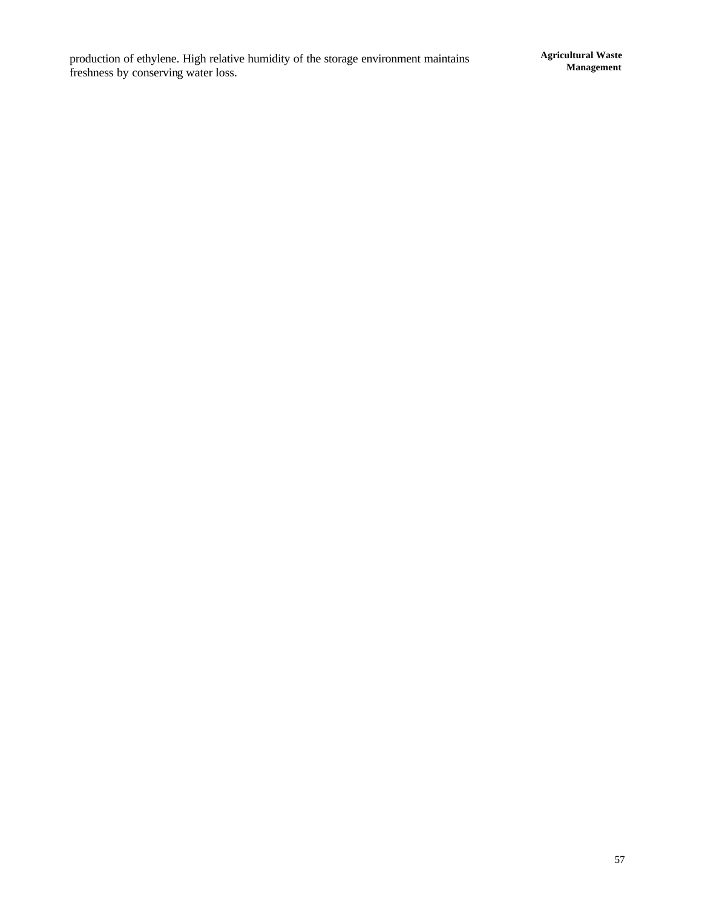production of ethylene. High relative humidity of the storage environment maintains freshness by conserving water loss.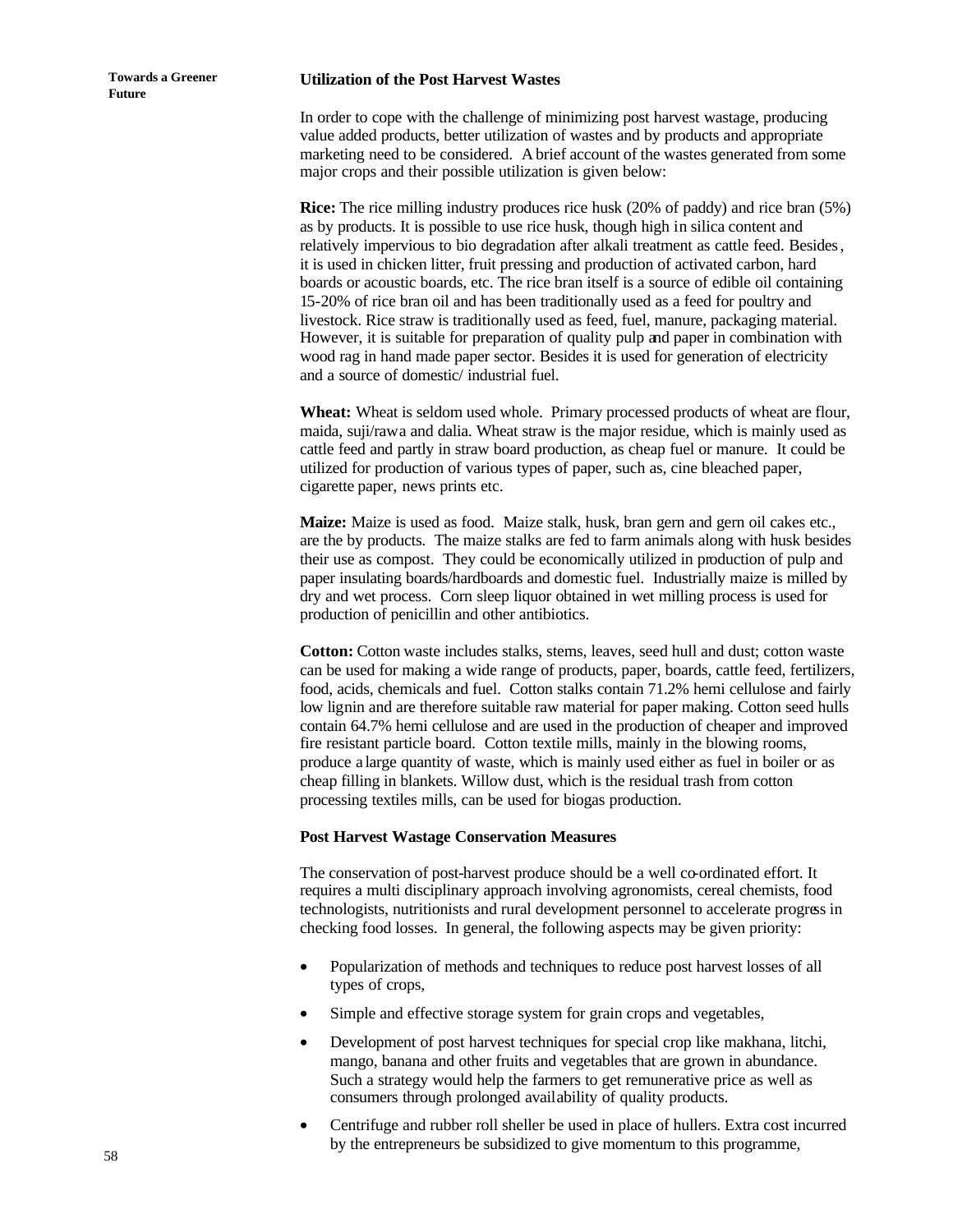### Utilization of the Post Harvest Wastes

In order to cope with the challenge of minimizing post harvest wastage, producing value added products, better utilization of wastes and by products and appropriate marketing need to be considered. A brief account of the wastes generated from some major crops and their possible utilization is given below:

**Rice:** The rice milling industry produces rice husk (20% of paddy) and rice bran (5%) as by products. It is possible to use rice husk, though high in silica content and relatively impervious to bio degradation after alkali treatment as cattle feed. Besides, it is used in chicken litter, fruit pressing and production of activated carbon, hard boards or acoustic boards, etc. The rice bran itself is a source of edible oil containing 15-20% of rice bran oil and has been traditionally used as a feed for poultry and livestock. Rice straw is traditionally used as feed, fuel, manure, packaging material. However, it is suitable for preparation of quality pulp and paper in combination with wood rag in hand made paper sector. Besides it is used for generation of electricity and a source of domestic/ industrial fuel.

**Wheat:** Wheat is seldom used whole. Primary processed products of wheat are flour, maida, suji/rawa and dalia. Wheat straw is the major residue, which is mainly used as cattle feed and partly in straw board production, as cheap fuel or manure. It could be utilized for production of various types of paper, such as, cine bleached paper, cigarette paper, news prints etc.

**Maize:** Maize is used as food. Maize stalk, husk, bran gern and gern oil cakes etc., are the by products. The maize stalks are fed to farm animals along with husk besides their use as compost. They could be economically utilized in production of pulp and paper insulating boards/hardboards and domestic fuel. Industrially maize is milled by dry and wet process. Corn sleep liquor obtained in wet milling process is used for production of penicillin and other antibiotics.

**Cotton:** Cotton waste includes stalks, stems, leaves, seed hull and dust; cotton waste can be used for making a wide range of products, paper, boards, cattle feed, fertilizers, food, acids, chemicals and fuel. Cotton stalks contain 71.2% hemi cellulose and fairly low lignin and are therefore suitable raw material for paper making. Cotton seed hulls contain 64.7% hemi cellulose and are used in the production of cheaper and improved fire resistant particle board. Cotton textile mills, mainly in the blowing rooms, produce a large quantity of waste, which is mainly used either as fuel in boiler or as cheap filling in blankets. Willow dust, which is the residual trash from cotton processing textiles mills, can be used for biogas production.

### Post Harvest Wastage Conservation Measures

The conservation of post-harvest produce should be a well co-ordinated effort. It requires a multi disciplinary approach involving agronomists, cereal chemists, food technologists, nutritionists and rural development personnel to accelerate progress in checking food losses. In general, the following aspects may be given priority:

- Popularization of methods and techniques to reduce post harvest losses of all types of crops,
- Simple and effective storage system for grain crops and vegetables,
- Development of post harvest techniques for special crop like makhana, litchi, mango, banana and other fruits and vegetables that are grown in abundance. Such a strategy would help the farmers to get remunerative price as well as consumers through prolonged availability of quality products.
- Centrifuge and rubber roll sheller be used in place of hullers. Extra cost incurred by the entrepreneurs be subsidized to give momentum to this programme,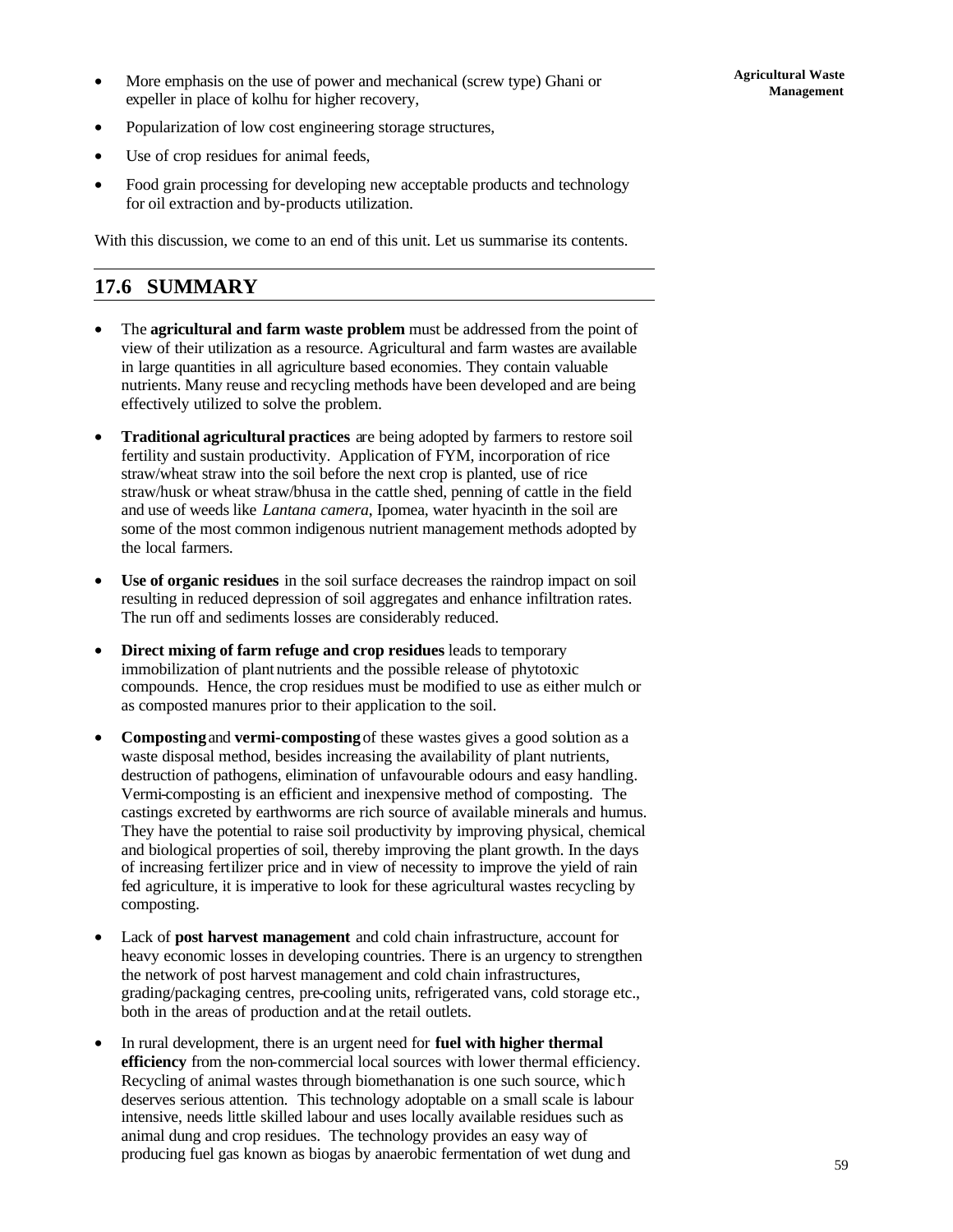- More emphasis on the use of power and mechanical (screw type) Ghani or expeller in place of kolhu for higher recovery,
- Popularization of low cost engineering storage structures,
- Use of crop residues for animal feeds,
- Food grain processing for developing new acceptable products and technology for oil extraction and by-products utilization.

With this discussion, we come to an end of this unit. Let us summarise its contents.

## 17.6 SUMMARY

- The **agricultural and farm waste problem** must be addressed from the point of view of their utilization as a resource. Agricultural and farm wastes are available in large quantities in all agriculture based economies. They contain valuable nutrients. Many reuse and recycling methods have been developed and are being effectively utilized to solve the problem.
- **Traditional agricultural practices** are being adopted by farmers to restore soil fertility and sustain productivity. Application of FYM, incorporation of rice straw/wheat straw into the soil before the next crop is planted, use of rice straw/husk or wheat straw/bhusa in the cattle shed, penning of cattle in the field and use of weeds like *Lantana camera*, Ipomea, water hyacinth in the soil are some of the most common indigenous nutrient management methods adopted by the local farmers.
- **Use of organic residues** in the soil surface decreases the raindrop impact on soil resulting in reduced depression of soil aggregates and enhance infiltration rates. The run off and sediments losses are considerably reduced.
- **Direct mixing of farm refuge and crop residues** leads to temporary immobilization of plant nutrients and the possible release of phytotoxic compounds. Hence, the crop residues must be modified to use as either mulch or as composted manures prior to their application to the soil.
- **Composting** and **vermi-composting** of these wastes gives a good solution as a waste disposal method, besides increasing the availability of plant nutrients, destruction of pathogens, elimination of unfavourable odours and easy handling. Vermi-composting is an efficient and inexpensive method of composting. The castings excreted by earthworms are rich source of available minerals and humus. They have the potential to raise soil productivity by improving physical, chemical and biological properties of soil, thereby improving the plant growth. In the days of increasing fertilizer price and in view of necessity to improve the yield of rain fed agriculture, it is imperative to look for these agricultural wastes recycling by composting.
- Lack of **post harvest management** and cold chain infrastructure, account for heavy economic losses in developing countries. There is an urgency to strengthen the network of post harvest management and cold chain infrastructures, grading/packaging centres, pre-cooling units, refrigerated vans, cold storage etc., both in the areas of production and at the retail outlets.
- In rural development, there is an urgent need for **fuel with higher thermal efficiency** from the non-commercial local sources with lower thermal efficiency. Recycling of animal wastes through biomethanation is one such source, which deserves serious attention. This technology adoptable on a small scale is labour intensive, needs little skilled labour and uses locally available residues such as animal dung and crop residues. The technology provides an easy way of producing fuel gas known as biogas by anaerobic fermentation of wet dung and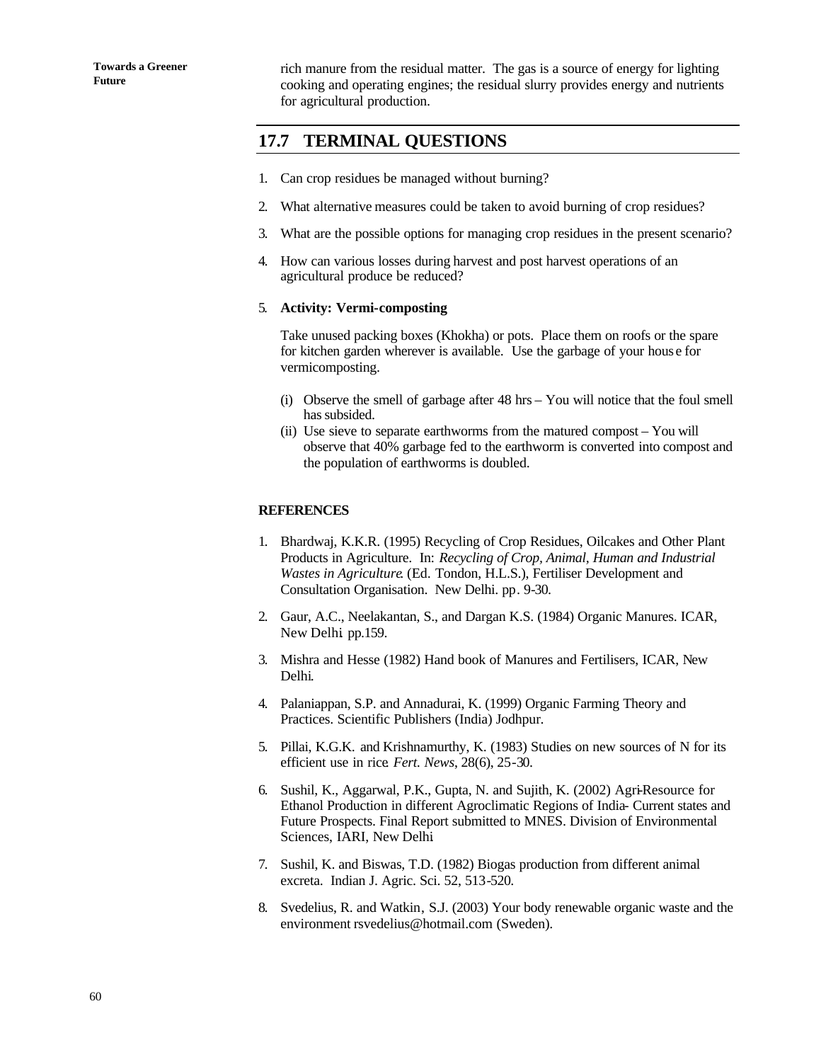rich manure from the residual matter. The gas is a source of energy for lighting cooking and operating engines; the residual slurry provides energy and nutrients for agricultural production.

## 17.7 TERMINAL QUESTIONS

1. Can crop residues be managed without burning?

2. What alternative measures could be taken to avoid burning of crop residues?

3. What are the possible options for managing crop residues in the present scenario?

4. How can various losses during harvest and post harvest operations of an agricultural produce be reduced?

5. **Activity: Vermi-composting**

   Take unused packing boxes (Khokha) or pots. Place them on roofs or the spare for kitchen garden wherever is available. Use the garbage of your house for vermicomposting.

   (i) Observe the smell of garbage after 48 hrs – You will notice that the foul smell has subsided.
   (ii) Use sieve to separate earthworms from the matured compost – You will observe that 40% garbage fed to the earthworm is converted into compost and the population of earthworms is doubled.

**REFERENCES**

1. Bhardwaj, K.K.R. (1995) Recycling of Crop Residues, Oilcakes and Other Plant Products in Agriculture. In: *Recycling of Crop, Animal, Human and Industrial Wastes in Agriculture*. (Ed. Tondon, H.L.S.), Fertiliser Development and Consultation Organisation. New Delhi. pp. 9-30.

2. Gaur, A.C., Neelakantan, S., and Dargan K.S. (1984) Organic Manures. ICAR, New Delhi pp.159.

3. Mishra and Hesse (1982) Hand book of Manures and Fertilisers, ICAR, New Delhi.

4. Palaniappan, S.P. and Annadurai, K. (1999) Organic Farming Theory and Practices. Scientific Publishers (India) Jodhpur.

5. Pillai, K.G.K. and Krishnamurthy, K. (1983) Studies on new sources of N for its efficient use in rice. *Fert. News*, 28(6), 25-30.

6. Sushil, K., Aggarwal, P.K., Gupta, N. and Sujith, K. (2002) Agri-Resource for Ethanol Production in different Agroclimatic Regions of India- Current states and Future Prospects. Final Report submitted to MNES. Division of Environmental Sciences, IARI, New Delhi

7. Sushil, K. and Biswas, T.D. (1982) Biogas production from different animal excreta. Indian J. Agric. Sci. 52, 513-520.

8. Svedelius, R. and Watkin, S.J. (2003) Your body renewable organic waste and the environment rsvedelius@hotmail.com (Sweden).